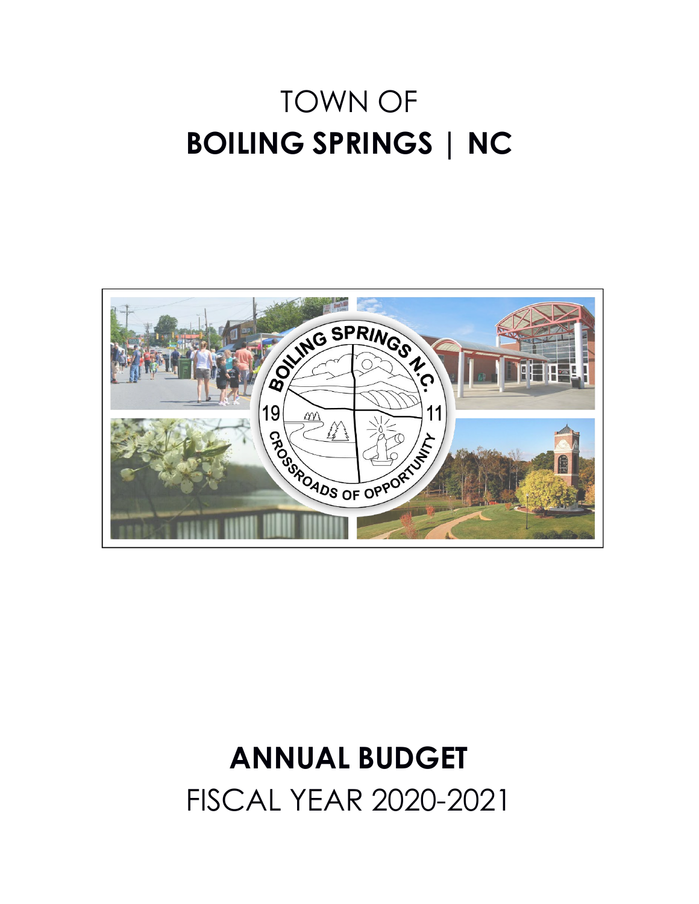# TOWN OF
# BOILING SPRINGS | NC

# ANNUAL BUDGET
## FISCAL YEAR 2020-2021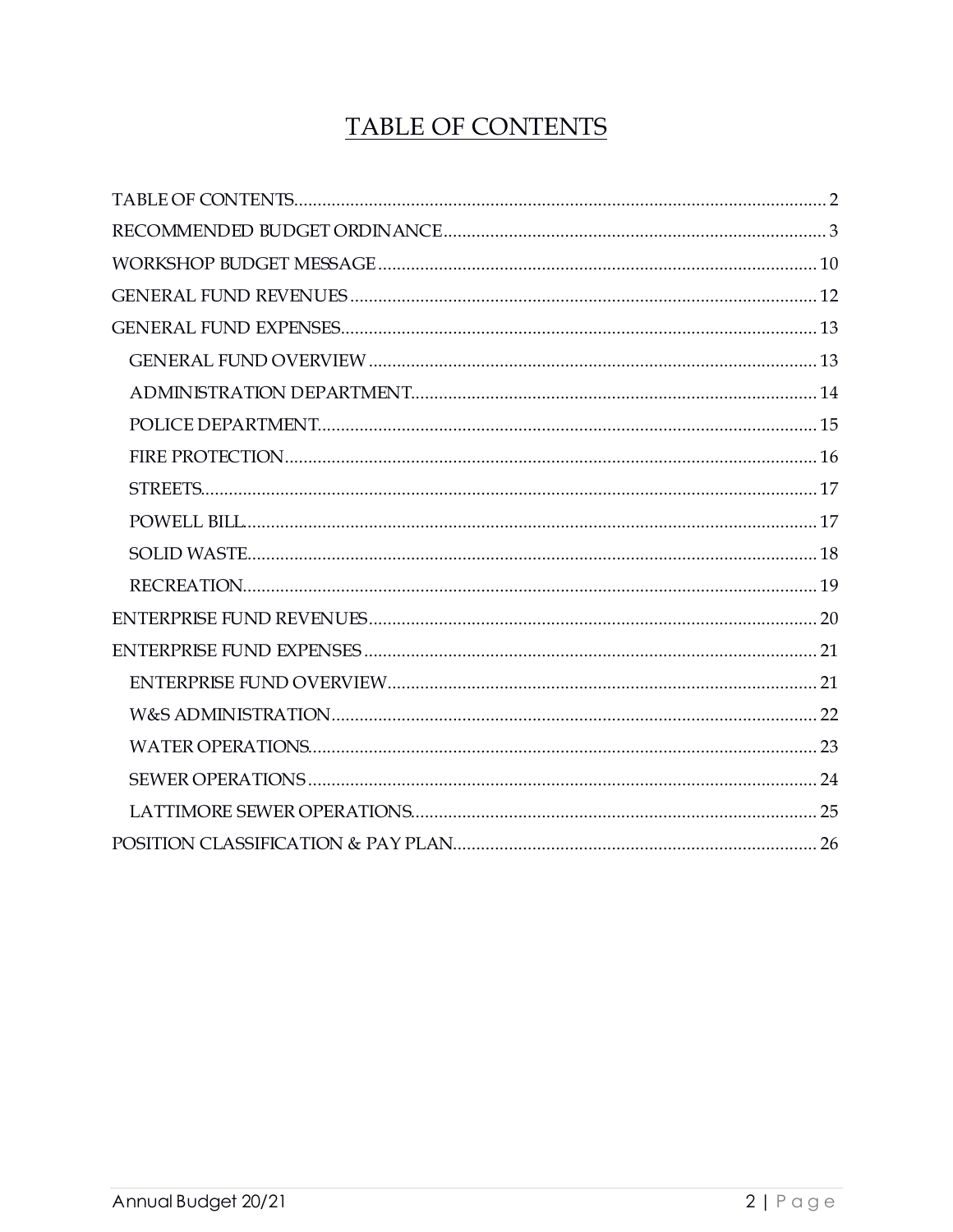# TABLE OF CONTENTS

- TABLE OF CONTENTS ........ 2
- RECOMMENDED BUDGET ORDINANCE ........ 3
- WORKSHOP BUDGET MESSAGE ........ 10
- GENERAL FUND REVENUES ........ 12
- GENERAL FUND EXPENSES ........ 13
  - GENERAL FUND OVERVIEW ........ 13
  - ADMINISTRATION DEPARTMENT ........ 14
  - POLICE DEPARTMENT ........ 15
  - FIRE PROTECTION ........ 16
  - STREETS ........ 17
  - POWELL BILL ........ 17
  - SOLID WASTE ........ 18
  - RECREATION ........ 19
- ENTERPRISE FUND REVENUES ........ 20
- ENTERPRISE FUND EXPENSES ........ 21
  - ENTERPRISE FUND OVERVIEW ........ 21
  - W&S ADMINISTRATION ........ 22
  - WATER OPERATIONS ........ 23
  - SEWER OPERATIONS ........ 24
  - LATTIMORE SEWER OPERATIONS ........ 25
- POSITION CLASSIFICATION & PAY PLAN ........ 26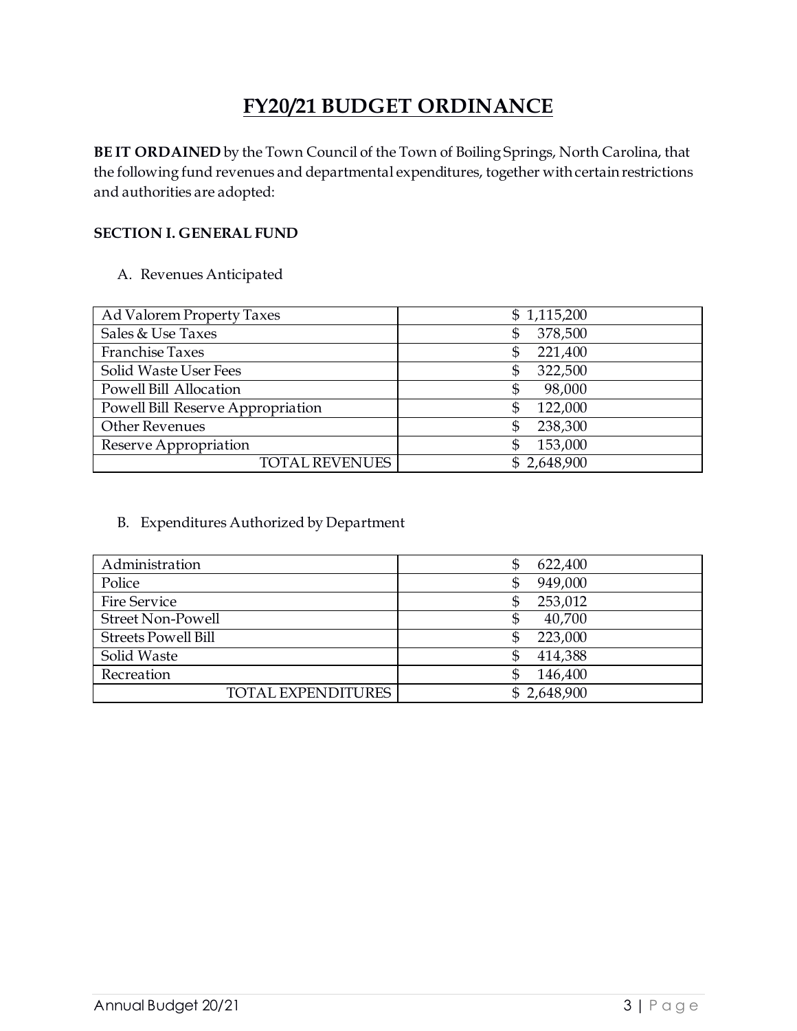# FY20/21 BUDGET ORDINANCE

**BE IT ORDAINED** by the Town Council of the Town of Boiling Springs, North Carolina, that the following fund revenues and departmental expenditures, together with certain restrictions and authorities are adopted:

**SECTION I. GENERAL FUND**

A. Revenues Anticipated

| | |
|---|---|
| Ad Valorem Property Taxes | $ 1,115,200 |
| Sales & Use Taxes | $ 378,500 |
| Franchise Taxes | $ 221,400 |
| Solid Waste User Fees | $ 322,500 |
| Powell Bill Allocation | $ 98,000 |
| Powell Bill Reserve Appropriation | $ 122,000 |
| Other Revenues | $ 238,300 |
| Reserve Appropriation | $ 153,000 |
| TOTAL REVENUES | $ 2,648,900 |

B. Expenditures Authorized by Department

| | |
|---|---|
| Administration | $ 622,400 |
| Police | $ 949,000 |
| Fire Service | $ 253,012 |
| Street Non-Powell | $ 40,700 |
| Streets Powell Bill | $ 223,000 |
| Solid Waste | $ 414,388 |
| Recreation | $ 146,400 |
| TOTAL EXPENDITURES | $ 2,648,900 |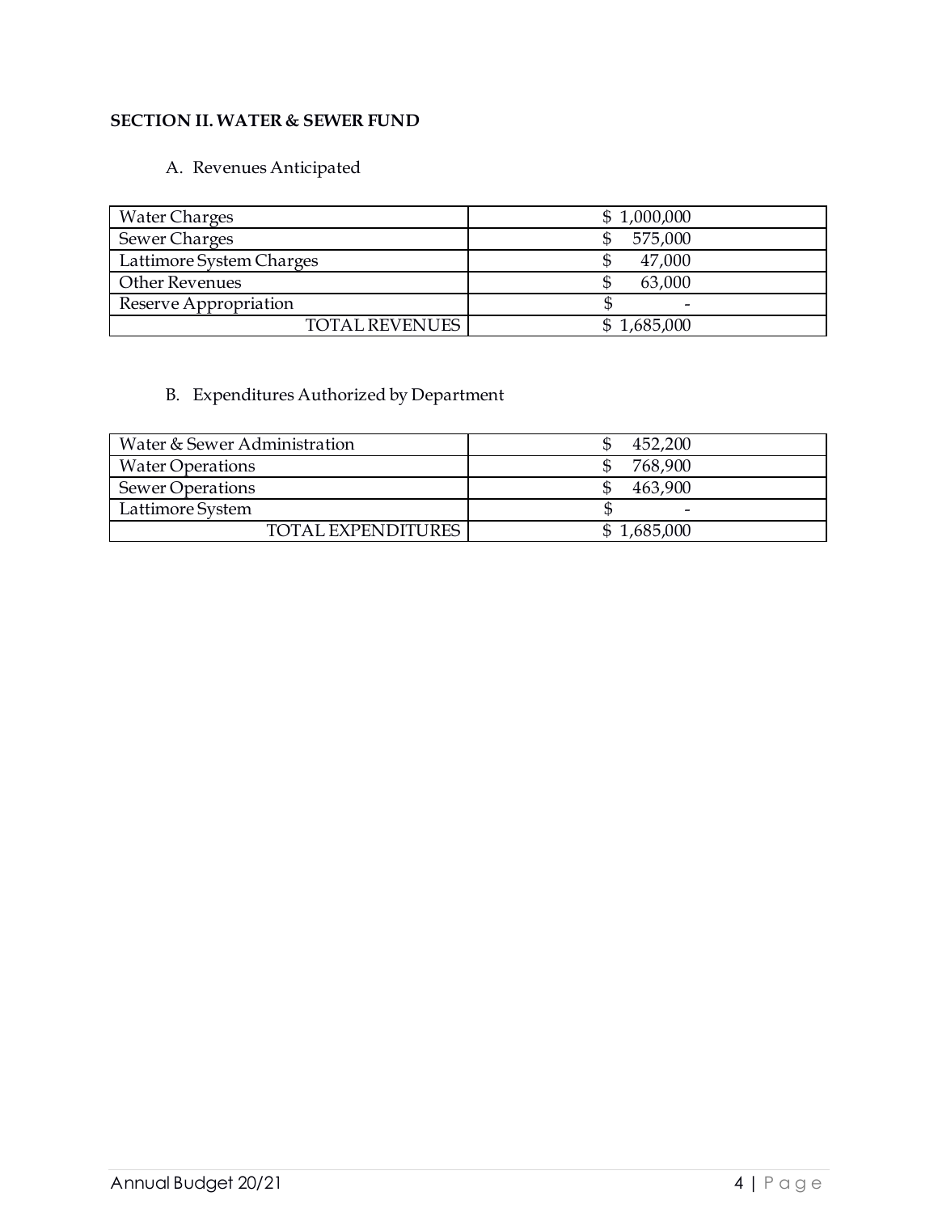## SECTION II. WATER & SEWER FUND

A. Revenues Anticipated

| | |
|---|---|
| Water Charges | $ 1,000,000 |
| Sewer Charges | $ 575,000 |
| Lattimore System Charges | $ 47,000 |
| Other Revenues | $ 63,000 |
| Reserve Appropriation | $ - |
| TOTAL REVENUES | $ 1,685,000 |

B. Expenditures Authorized by Department

| | |
|---|---|
| Water & Sewer Administration | $ 452,200 |
| Water Operations | $ 768,900 |
| Sewer Operations | $ 463,900 |
| Lattimore System | $ - |
| TOTAL EXPENDITURES | $ 1,685,000 |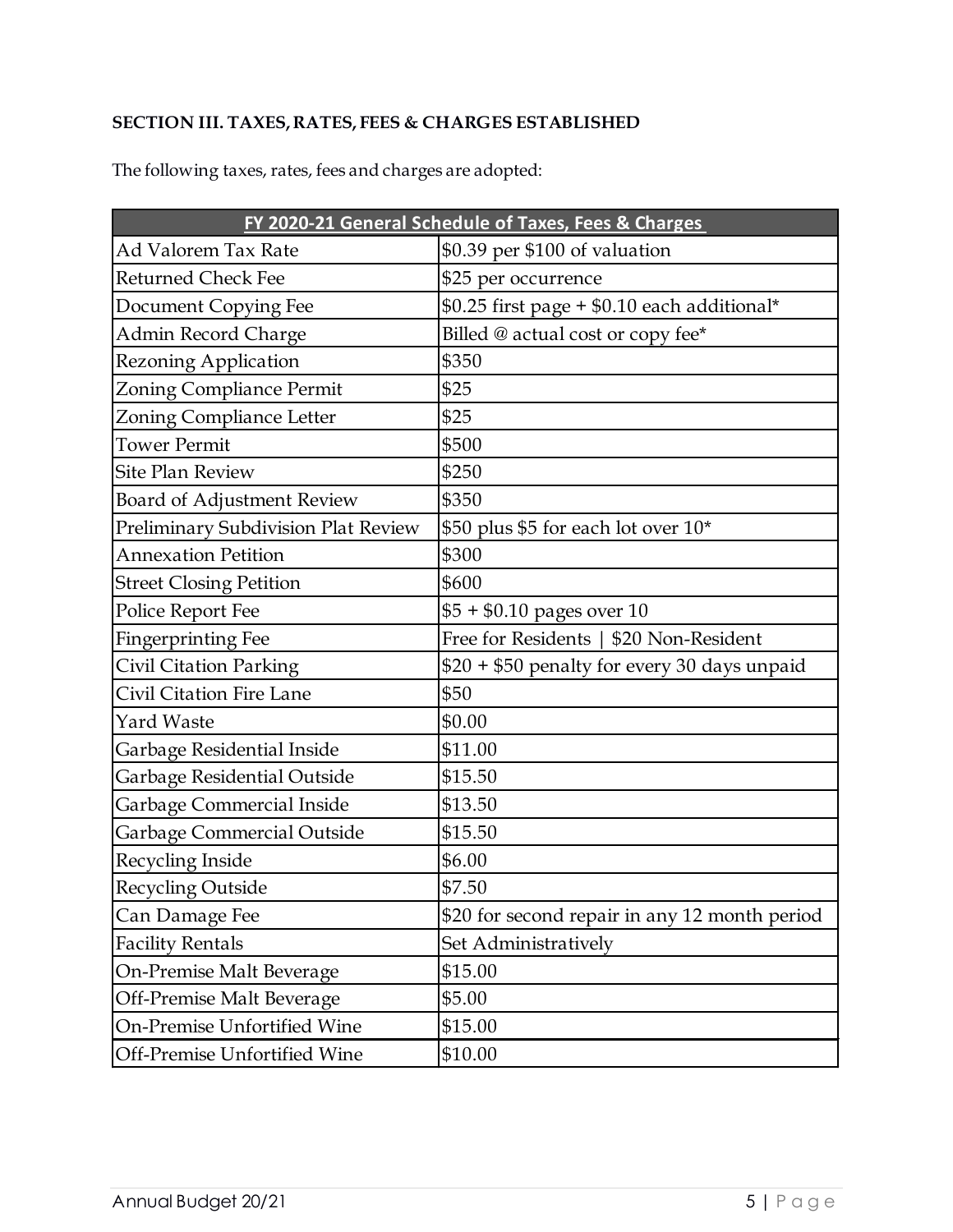**SECTION III. TAXES, RATES, FEES & CHARGES ESTABLISHED**

The following taxes, rates, fees and charges are adopted:

| FY 2020-21 General Schedule of Taxes, Fees & Charges | |
|---|---|
| Ad Valorem Tax Rate | $0.39 per $100 of valuation |
| Returned Check Fee | $25 per occurrence |
| Document Copying Fee | $0.25 first page + $0.10 each additional* |
| Admin Record Charge | Billed @ actual cost or copy fee* |
| Rezoning Application | $350 |
| Zoning Compliance Permit | $25 |
| Zoning Compliance Letter | $25 |
| Tower Permit | $500 |
| Site Plan Review | $250 |
| Board of Adjustment Review | $350 |
| Preliminary Subdivision Plat Review | $50 plus $5 for each lot over 10* |
| Annexation Petition | $300 |
| Street Closing Petition | $600 |
| Police Report Fee | $5 + $0.10 pages over 10 |
| Fingerprinting Fee | Free for Residents \| $20 Non-Resident |
| Civil Citation Parking | $20 + $50 penalty for every 30 days unpaid |
| Civil Citation Fire Lane | $50 |
| Yard Waste | $0.00 |
| Garbage Residential Inside | $11.00 |
| Garbage Residential Outside | $15.50 |
| Garbage Commercial Inside | $13.50 |
| Garbage Commercial Outside | $15.50 |
| Recycling Inside | $6.00 |
| Recycling Outside | $7.50 |
| Can Damage Fee | $20 for second repair in any 12 month period |
| Facility Rentals | Set Administratively |
| On-Premise Malt Beverage | $15.00 |
| Off-Premise Malt Beverage | $5.00 |
| On-Premise Unfortified Wine | $15.00 |
| Off-Premise Unfortified Wine | $10.00 |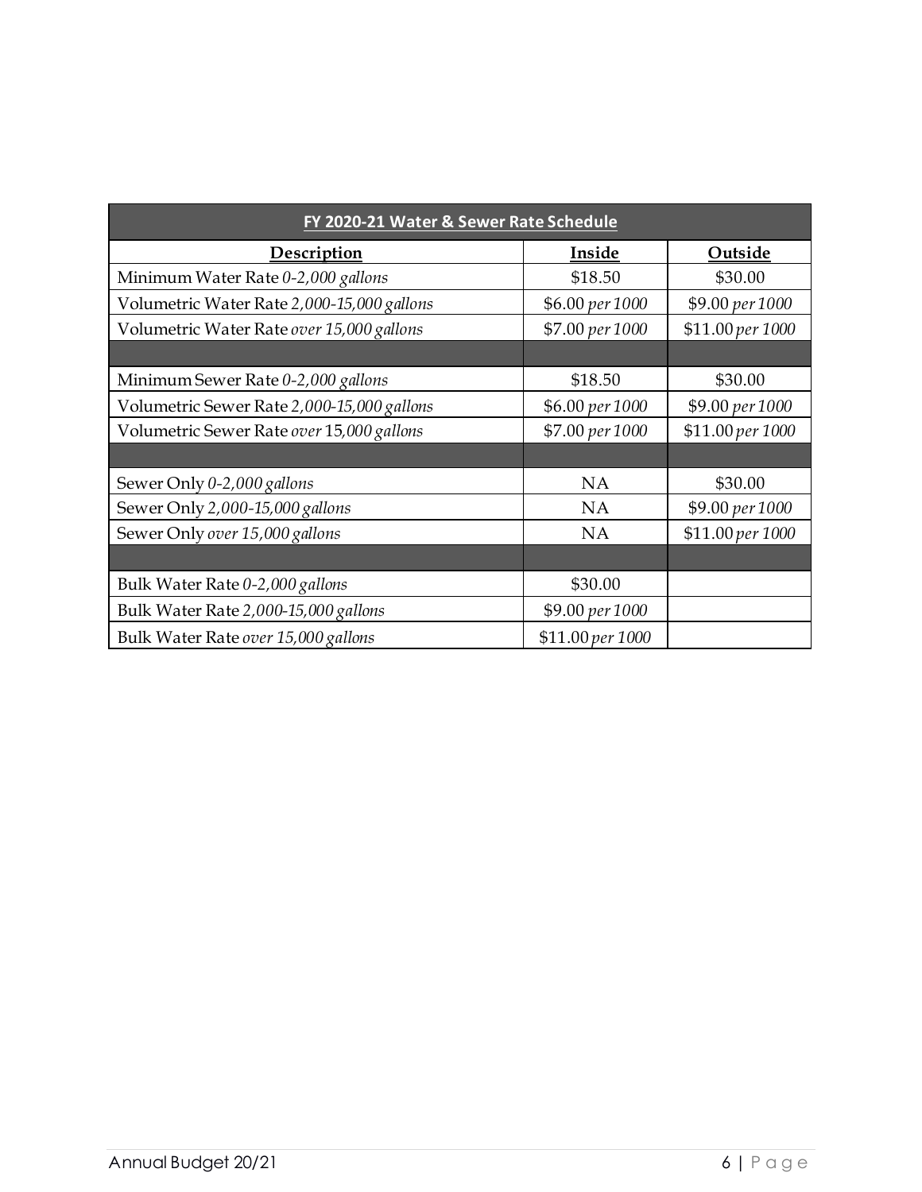| FY 2020-21 Water & Sewer Rate Schedule | | |
|---|---|---|
| **Description** | **Inside** | **Outside** |
| Minimum Water Rate *0-2,000 gallons* | $18.50 | $30.00 |
| Volumetric Water Rate *2,000-15,000 gallons* | $6.00 *per 1000* | $9.00 *per 1000* |
| Volumetric Water Rate *over 15,000 gallons* | $7.00 *per 1000* | $11.00 *per 1000* |
| | | |
| Minimum Sewer Rate *0-2,000 gallons* | $18.50 | $30.00 |
| Volumetric Sewer Rate *2,000-15,000 gallons* | $6.00 *per 1000* | $9.00 *per 1000* |
| Volumetric Sewer Rate *over 15,000 gallons* | $7.00 *per 1000* | $11.00 *per 1000* |
| | | |
| Sewer Only *0-2,000 gallons* | NA | $30.00 |
| Sewer Only *2,000-15,000 gallons* | NA | $9.00 *per 1000* |
| Sewer Only *over 15,000 gallons* | NA | $11.00 *per 1000* |
| | | |
| Bulk Water Rate *0-2,000 gallons* | $30.00 | |
| Bulk Water Rate *2,000-15,000 gallons* | $9.00 *per 1000* | |
| Bulk Water Rate *over 15,000 gallons* | $11.00 *per 1000* | |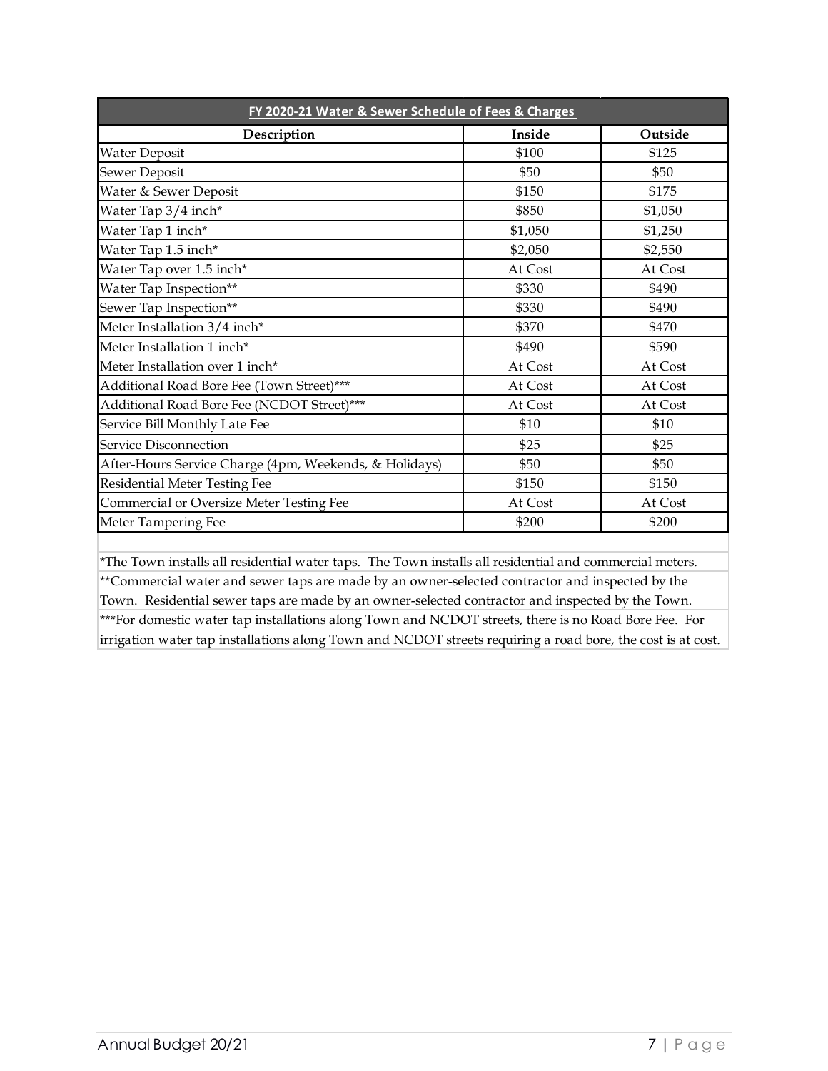| FY 2020-21 Water & Sewer Schedule of Fees & Charges | | |
|---|---|---|
| **Description** | **Inside** | **Outside** |
| Water Deposit | $100 | $125 |
| Sewer Deposit | $50 | $50 |
| Water & Sewer Deposit | $150 | $175 |
| Water Tap 3/4 inch* | $850 | $1,050 |
| Water Tap 1 inch* | $1,050 | $1,250 |
| Water Tap 1.5 inch* | $2,050 | $2,550 |
| Water Tap over 1.5 inch* | At Cost | At Cost |
| Water Tap Inspection** | $330 | $490 |
| Sewer Tap Inspection** | $330 | $490 |
| Meter Installation 3/4 inch* | $370 | $470 |
| Meter Installation 1 inch* | $490 | $590 |
| Meter Installation over 1 inch* | At Cost | At Cost |
| Additional Road Bore Fee (Town Street)*** | At Cost | At Cost |
| Additional Road Bore Fee (NCDOT Street)*** | At Cost | At Cost |
| Service Bill Monthly Late Fee | $10 | $10 |
| Service Disconnection | $25 | $25 |
| After-Hours Service Charge (4pm, Weekends, & Holidays) | $50 | $50 |
| Residential Meter Testing Fee | $150 | $150 |
| Commercial or Oversize Meter Testing Fee | At Cost | At Cost |
| Meter Tampering Fee | $200 | $200 |

*The Town installs all residential water taps. The Town installs all residential and commercial meters.

**Commercial water and sewer taps are made by an owner-selected contractor and inspected by the Town. Residential sewer taps are made by an owner-selected contractor and inspected by the Town.

***For domestic water tap installations along Town and NCDOT streets, there is no Road Bore Fee. For irrigation water tap installations along Town and NCDOT streets requiring a road bore, the cost is at cost.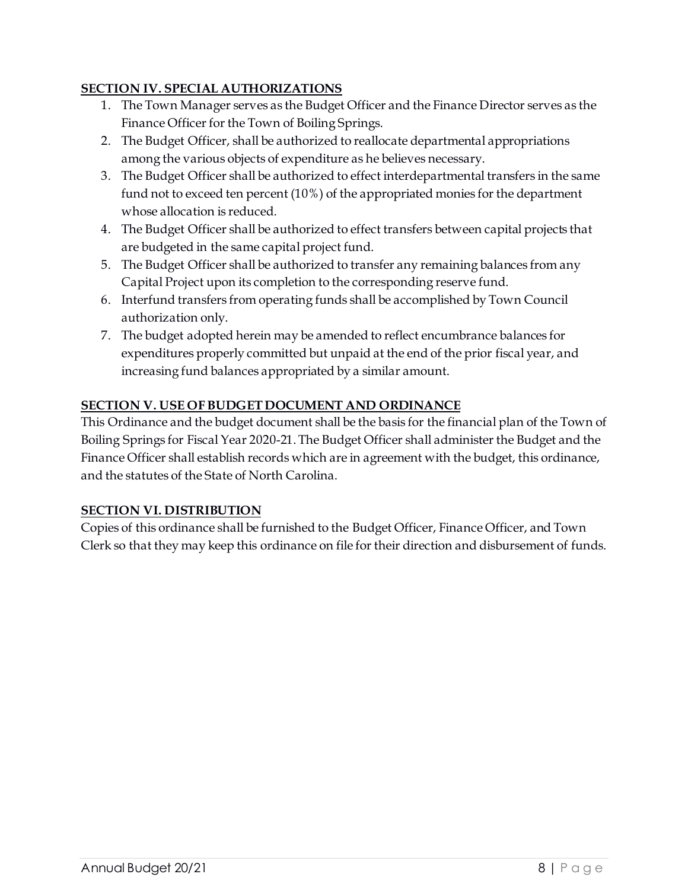**SECTION IV. SPECIAL AUTHORIZATIONS**

1. The Town Manager serves as the Budget Officer and the Finance Director serves as the Finance Officer for the Town of Boiling Springs.
2. The Budget Officer, shall be authorized to reallocate departmental appropriations among the various objects of expenditure as he believes necessary.
3. The Budget Officer shall be authorized to effect interdepartmental transfers in the same fund not to exceed ten percent (10%) of the appropriated monies for the department whose allocation is reduced.
4. The Budget Officer shall be authorized to effect transfers between capital projects that are budgeted in the same capital project fund.
5. The Budget Officer shall be authorized to transfer any remaining balances from any Capital Project upon its completion to the corresponding reserve fund.
6. Interfund transfers from operating funds shall be accomplished by Town Council authorization only.
7. The budget adopted herein may be amended to reflect encumbrance balances for expenditures properly committed but unpaid at the end of the prior fiscal year, and increasing fund balances appropriated by a similar amount.

**SECTION V. USE OF BUDGET DOCUMENT AND ORDINANCE**

This Ordinance and the budget document shall be the basis for the financial plan of the Town of Boiling Springs for Fiscal Year 2020-21. The Budget Officer shall administer the Budget and the Finance Officer shall establish records which are in agreement with the budget, this ordinance, and the statutes of the State of North Carolina.

**SECTION VI. DISTRIBUTION**

Copies of this ordinance shall be furnished to the Budget Officer, Finance Officer, and Town Clerk so that they may keep this ordinance on file for their direction and disbursement of funds.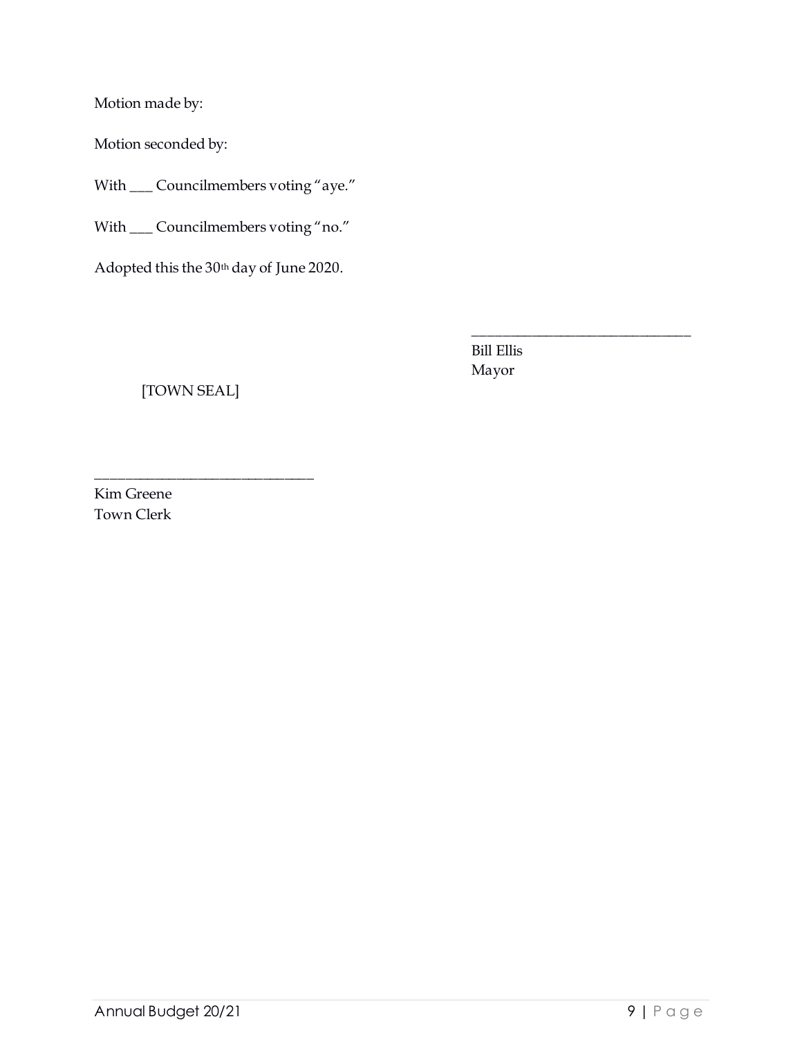Motion made by:

Motion seconded by:

With ___ Councilmembers voting "aye."

With ___ Councilmembers voting "no."

Adopted this the 30th day of June 2020.

______________________________
Bill Ellis
Mayor

[TOWN SEAL]

______________________________
Kim Greene
Town Clerk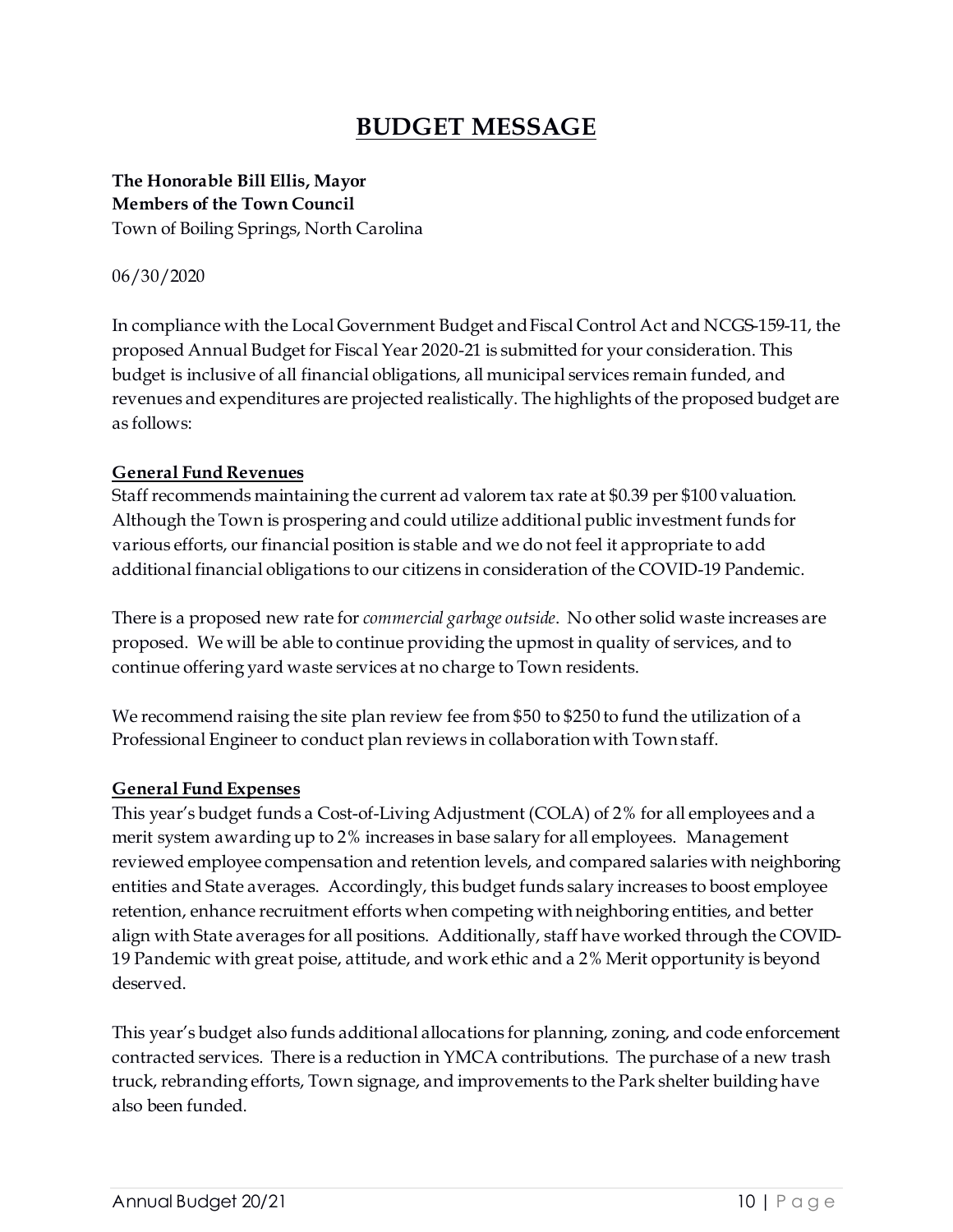# BUDGET MESSAGE

**The Honorable Bill Ellis, Mayor**
**Members of the Town Council**
Town of Boiling Springs, North Carolina

06/30/2020

In compliance with the Local Government Budget and Fiscal Control Act and NCGS-159-11, the proposed Annual Budget for Fiscal Year 2020-21 is submitted for your consideration. This budget is inclusive of all financial obligations, all municipal services remain funded, and revenues and expenditures are projected realistically. The highlights of the proposed budget are as follows:

## General Fund Revenues

Staff recommends maintaining the current ad valorem tax rate at $0.39 per $100 valuation. Although the Town is prospering and could utilize additional public investment funds for various efforts, our financial position is stable and we do not feel it appropriate to add additional financial obligations to our citizens in consideration of the COVID-19 Pandemic.

There is a proposed new rate for *commercial garbage outside*. No other solid waste increases are proposed. We will be able to continue providing the upmost in quality of services, and to continue offering yard waste services at no charge to Town residents.

We recommend raising the site plan review fee from $50 to $250 to fund the utilization of a Professional Engineer to conduct plan reviews in collaboration with Town staff.

## General Fund Expenses

This year's budget funds a Cost-of-Living Adjustment (COLA) of 2% for all employees and a merit system awarding up to 2% increases in base salary for all employees. Management reviewed employee compensation and retention levels, and compared salaries with neighboring entities and State averages. Accordingly, this budget funds salary increases to boost employee retention, enhance recruitment efforts when competing with neighboring entities, and better align with State averages for all positions. Additionally, staff have worked through the COVID-19 Pandemic with great poise, attitude, and work ethic and a 2% Merit opportunity is beyond deserved.

This year's budget also funds additional allocations for planning, zoning, and code enforcement contracted services. There is a reduction in YMCA contributions. The purchase of a new trash truck, rebranding efforts, Town signage, and improvements to the Park shelter building have also been funded.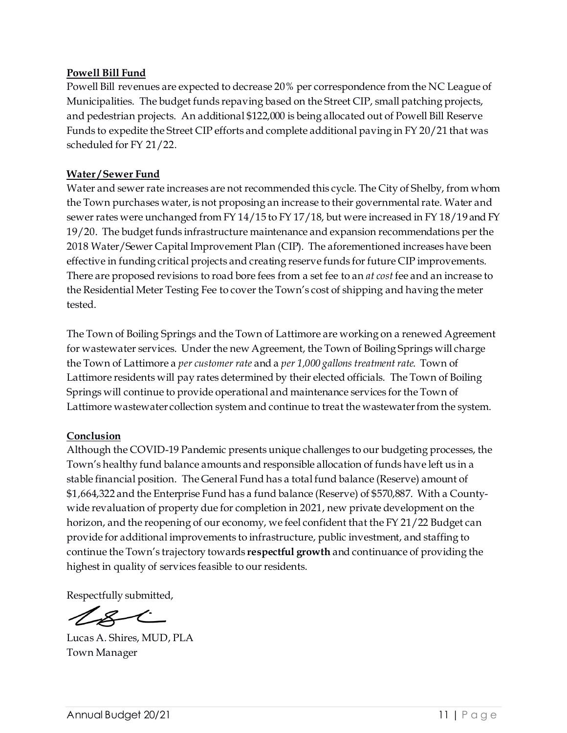## Powell Bill Fund

Powell Bill revenues are expected to decrease 20% per correspondence from the NC League of Municipalities. The budget funds repaving based on the Street CIP, small patching projects, and pedestrian projects. An additional $122,000 is being allocated out of Powell Bill Reserve Funds to expedite the Street CIP efforts and complete additional paving in FY 20/21 that was scheduled for FY 21/22.

## Water/Sewer Fund

Water and sewer rate increases are not recommended this cycle. The City of Shelby, from whom the Town purchases water, is not proposing an increase to their governmental rate. Water and sewer rates were unchanged from FY 14/15 to FY 17/18, but were increased in FY 18/19 and FY 19/20. The budget funds infrastructure maintenance and expansion recommendations per the 2018 Water/Sewer Capital Improvement Plan (CIP). The aforementioned increases have been effective in funding critical projects and creating reserve funds for future CIP improvements. There are proposed revisions to road bore fees from a set fee to an *at cost* fee and an increase to the Residential Meter Testing Fee to cover the Town's cost of shipping and having the meter tested.

The Town of Boiling Springs and the Town of Lattimore are working on a renewed Agreement for wastewater services. Under the new Agreement, the Town of Boiling Springs will charge the Town of Lattimore a *per customer rate* and a *per 1,000 gallons treatment rate*. Town of Lattimore residents will pay rates determined by their elected officials. The Town of Boiling Springs will continue to provide operational and maintenance services for the Town of Lattimore wastewater collection system and continue to treat the wastewater from the system.

## Conclusion

Although the COVID-19 Pandemic presents unique challenges to our budgeting processes, the Town's healthy fund balance amounts and responsible allocation of funds have left us in a stable financial position. The General Fund has a total fund balance (Reserve) amount of $1,664,322 and the Enterprise Fund has a fund balance (Reserve) of $570,887. With a County-wide revaluation of property due for completion in 2021, new private development on the horizon, and the reopening of our economy, we feel confident that the FY 21/22 Budget can provide for additional improvements to infrastructure, public investment, and staffing to continue the Town's trajectory towards **respectful growth** and continuance of providing the highest in quality of services feasible to our residents.

Respectfully submitted,

Lucas A. Shires, MUD, PLA
Town Manager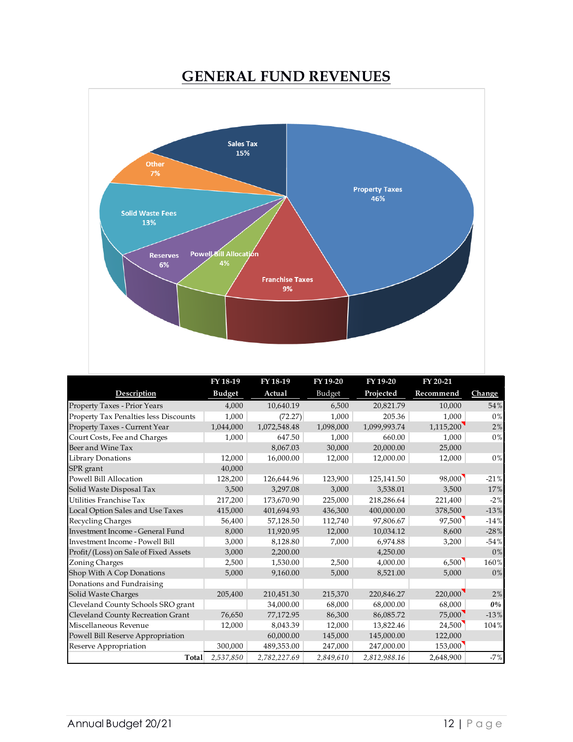# GENERAL FUND REVENUES

| Description | FY 18-19 Budget | FY 18-19 Actual | FY 19-20 Budget | FY 19-20 Projected | FY 20-21 Recommend | Change |
|---|---|---|---|---|---|---|
| Property Taxes - Prior Years | 4,000 | 10,640.19 | 6,500 | 20,821.79 | 10,000 | 54% |
| Property Tax Penalties less Discounts | 1,000 | (72.27) | 1,000 | 205.36 | 1,000 | 0% |
| Property Taxes - Current Year | 1,044,000 | 1,072,548.48 | 1,098,000 | 1,099,993.74 | 1,115,200 | 2% |
| Court Costs, Fee and Charges | 1,000 | 647.50 | 1,000 | 660.00 | 1,000 | 0% |
| Beer and Wine Tax | | 8,067.03 | 30,000 | 20,000.00 | 25,000 | |
| Library Donations | 12,000 | 16,000.00 | 12,000 | 12,000.00 | 12,000 | 0% |
| SPR grant | 40,000 | | | | | |
| Powell Bill Allocation | 128,200 | 126,644.96 | 123,900 | 125,141.50 | 98,000 | -21% |
| Solid Waste Disposal Tax | 3,500 | 3,297.08 | 3,000 | 3,538.01 | 3,500 | 17% |
| Utilities Franchise Tax | 217,200 | 173,670.90 | 225,000 | 218,286.64 | 221,400 | -2% |
| Local Option Sales and Use Taxes | 415,000 | 401,694.93 | 436,300 | 400,000.00 | 378,500 | -13% |
| Recycling Charges | 56,400 | 57,128.50 | 112,740 | 97,806.67 | 97,500 | -14% |
| Investment Income - General Fund | 8,000 | 11,920.95 | 12,000 | 10,034.12 | 8,600 | -28% |
| Investment Income - Powell Bill | 3,000 | 8,128.80 | 7,000 | 6,974.88 | 3,200 | -54% |
| Profit/(Loss) on Sale of Fixed Assets | 3,000 | 2,200.00 | | 4,250.00 | | 0% |
| Zoning Charges | 2,500 | 1,530.00 | 2,500 | 4,000.00 | 6,500 | 160% |
| Shop With A Cop Donations | 5,000 | 9,160.00 | 5,000 | 8,521.00 | 5,000 | 0% |
| Donations and Fundraising | | | | | | |
| Solid Waste Charges | 205,400 | 210,451.30 | 215,370 | 220,846.27 | 220,000 | 2% |
| Cleveland County Schools SRO grant | | 34,000.00 | 68,000 | 68,000.00 | 68,000 | *0%* |
| Cleveland County Recreation Grant | 76,650 | 77,172.95 | 86,300 | 86,085.72 | 75,000 | -13% |
| Miscellaneous Revenue | 12,000 | 8,043.39 | 12,000 | 13,822.46 | 24,500 | 104% |
| Powell Bill Reserve Appropriation | | 60,000.00 | 145,000 | 145,000.00 | 122,000 | |
| Reserve Appropriation | 300,000 | 489,353.00 | 247,000 | 247,000.00 | 153,000 | |
| **Total** | *2,537,850* | *2,782,227.69* | *2,849,610* | *2,812,988.16* | 2,648,900 | -7% |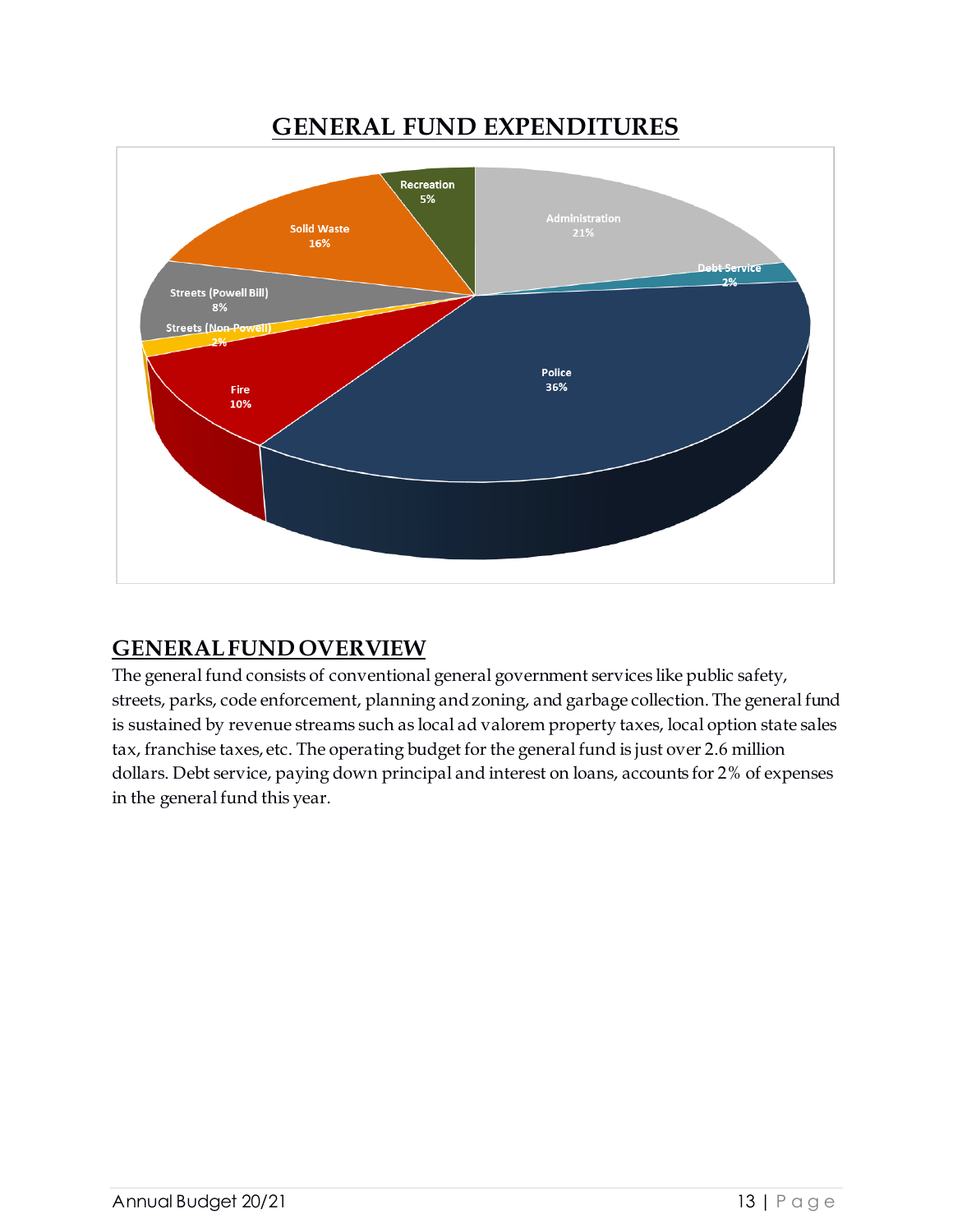## GENERAL FUND EXPENDITURES

Recreation 5%
Administration 21%
Debt Service 2%
Police 36%
Fire 10%
Streets (Non-Powell) 2%
Streets (Powell Bill) 8%
Solid Waste 16%

## GENERAL FUND OVERVIEW

The general fund consists of conventional general government services like public safety, streets, parks, code enforcement, planning and zoning, and garbage collection. The general fund is sustained by revenue streams such as local ad valorem property taxes, local option state sales tax, franchise taxes, etc. The operating budget for the general fund is just over 2.6 million dollars. Debt service, paying down principal and interest on loans, accounts for 2% of expenses in the general fund this year.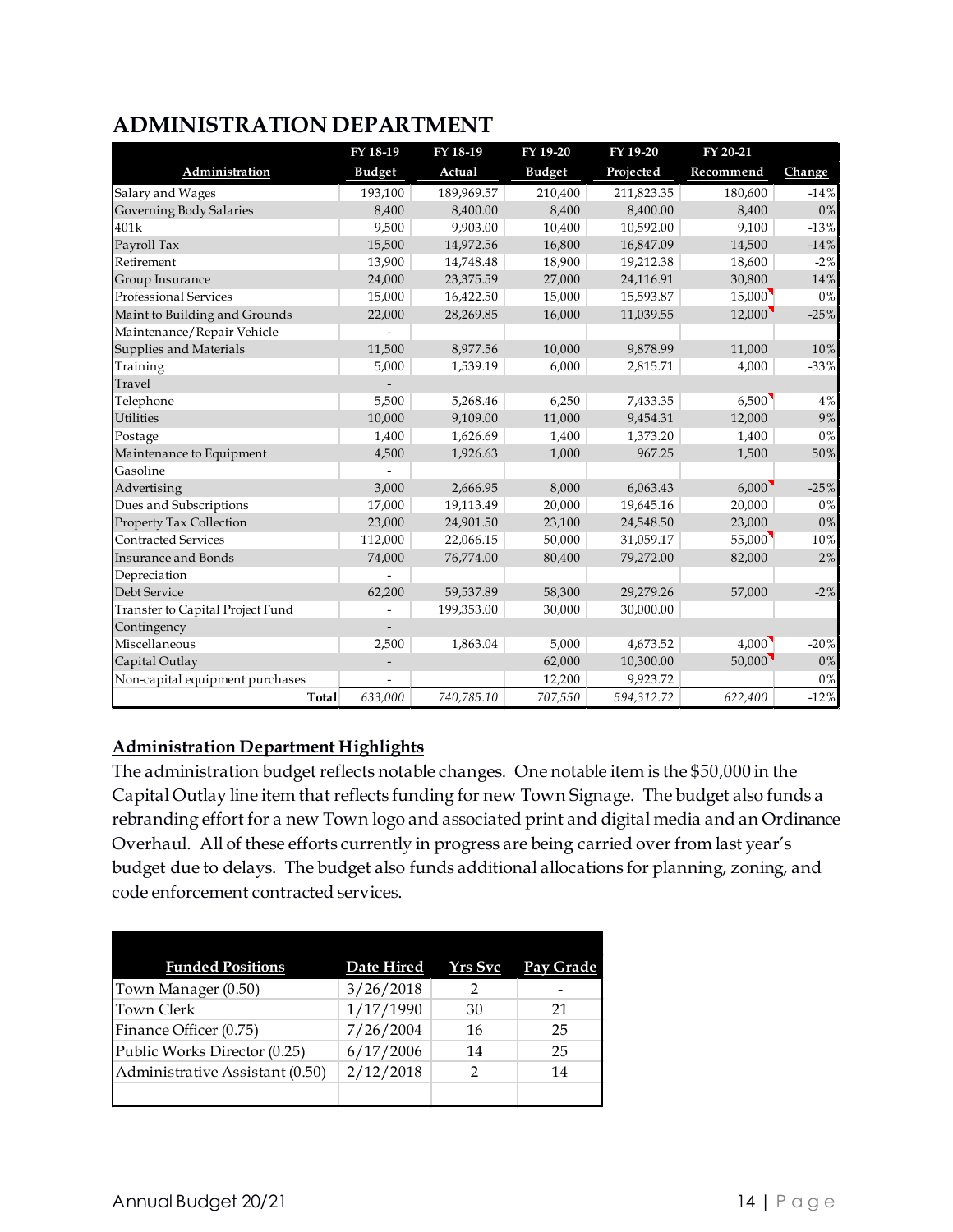# ADMINISTRATION DEPARTMENT

| Administration | FY 18-19 Budget | FY 18-19 Actual | FY 19-20 Budget | FY 19-20 Projected | FY 20-21 Recommend | Change |
|---|---|---|---|---|---|---|
| Salary and Wages | 193,100 | 189,969.57 | 210,400 | 211,823.35 | 180,600 | -14% |
| Governing Body Salaries | 8,400 | 8,400.00 | 8,400 | 8,400.00 | 8,400 | 0% |
| 401k | 9,500 | 9,903.00 | 10,400 | 10,592.00 | 9,100 | -13% |
| Payroll Tax | 15,500 | 14,972.56 | 16,800 | 16,847.09 | 14,500 | -14% |
| Retirement | 13,900 | 14,748.48 | 18,900 | 19,212.38 | 18,600 | -2% |
| Group Insurance | 24,000 | 23,375.59 | 27,000 | 24,116.91 | 30,800 | 14% |
| Professional Services | 15,000 | 16,422.50 | 15,000 | 15,593.87 | 15,000 | 0% |
| Maint to Building and Grounds | 22,000 | 28,269.85 | 16,000 | 11,039.55 | 12,000 | -25% |
| Maintenance/Repair Vehicle | - | | | | | |
| Supplies and Materials | 11,500 | 8,977.56 | 10,000 | 9,878.99 | 11,000 | 10% |
| Training | 5,000 | 1,539.19 | 6,000 | 2,815.71 | 4,000 | -33% |
| Travel | - | | | | | |
| Telephone | 5,500 | 5,268.46 | 6,250 | 7,433.35 | 6,500 | 4% |
| Utilities | 10,000 | 9,109.00 | 11,000 | 9,454.31 | 12,000 | 9% |
| Postage | 1,400 | 1,626.69 | 1,400 | 1,373.20 | 1,400 | 0% |
| Maintenance to Equipment | 4,500 | 1,926.63 | 1,000 | 967.25 | 1,500 | 50% |
| Gasoline | - | | | | | |
| Advertising | 3,000 | 2,666.95 | 8,000 | 6,063.43 | 6,000 | -25% |
| Dues and Subscriptions | 17,000 | 19,113.49 | 20,000 | 19,645.16 | 20,000 | 0% |
| Property Tax Collection | 23,000 | 24,901.50 | 23,100 | 24,548.50 | 23,000 | 0% |
| Contracted Services | 112,000 | 22,066.15 | 50,000 | 31,059.17 | 55,000 | 10% |
| Insurance and Bonds | 74,000 | 76,774.00 | 80,400 | 79,272.00 | 82,000 | 2% |
| Depreciation | - | | | | | |
| Debt Service | 62,200 | 59,537.89 | 58,300 | 29,279.26 | 57,000 | -2% |
| Transfer to Capital Project Fund | - | 199,353.00 | 30,000 | 30,000.00 | | |
| Contingency | - | | | | | |
| Miscellaneous | 2,500 | 1,863.04 | 5,000 | 4,673.52 | 4,000 | -20% |
| Capital Outlay | - | | 62,000 | 10,300.00 | 50,000 | 0% |
| Non-capital equipment purchases | - | | 12,200 | 9,923.72 | | 0% |
| **Total** | *633,000* | *740,785.10* | *707,550* | *594,312.72* | *622,400* | *-12%* |

## Administration Department Highlights

The administration budget reflects notable changes. One notable item is the $50,000 in the Capital Outlay line item that reflects funding for new Town Signage. The budget also funds a rebranding effort for a new Town logo and associated print and digital media and an Ordinance Overhaul. All of these efforts currently in progress are being carried over from last year's budget due to delays. The budget also funds additional allocations for planning, zoning, and code enforcement contracted services.

| Funded Positions | Date Hired | Yrs Svc | Pay Grade |
|---|---|---|---|
| Town Manager (0.50) | 3/26/2018 | 2 | - |
| Town Clerk | 1/17/1990 | 30 | 21 |
| Finance Officer (0.75) | 7/26/2004 | 16 | 25 |
| Public Works Director (0.25) | 6/17/2006 | 14 | 25 |
| Administrative Assistant (0.50) | 2/12/2018 | 2 | 14 |
| | | | |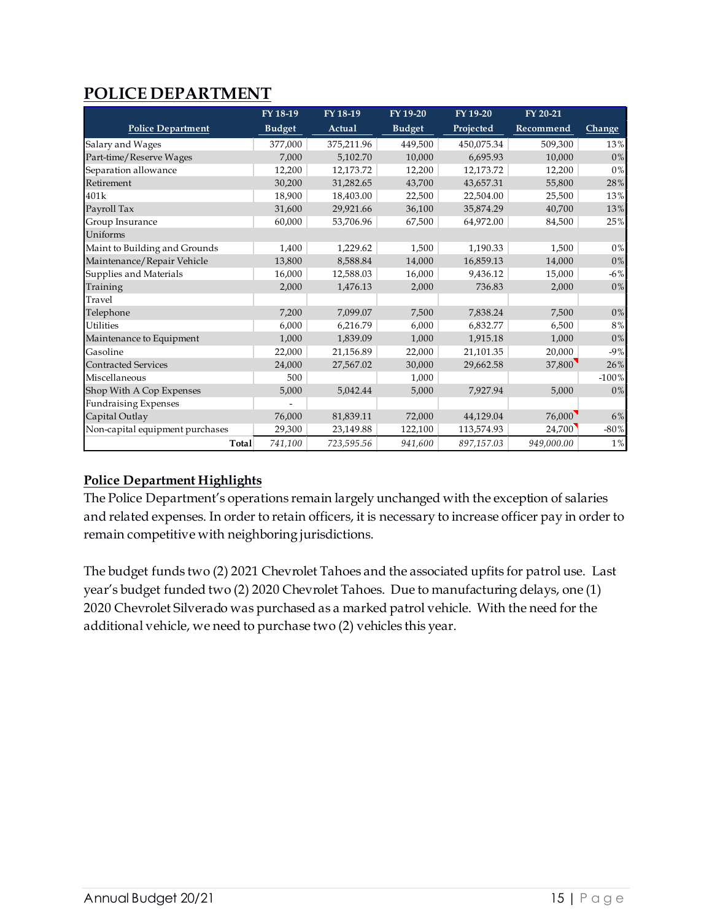# POLICE DEPARTMENT

| Police Department | FY 18-19 Budget | FY 18-19 Actual | FY 19-20 Budget | FY 19-20 Projected | FY 20-21 Recommend | Change |
|---|---|---|---|---|---|---|
| Salary and Wages | 377,000 | 375,211.96 | 449,500 | 450,075.34 | 509,300 | 13% |
| Part-time/Reserve Wages | 7,000 | 5,102.70 | 10,000 | 6,695.93 | 10,000 | 0% |
| Separation allowance | 12,200 | 12,173.72 | 12,200 | 12,173.72 | 12,200 | 0% |
| Retirement | 30,200 | 31,282.65 | 43,700 | 43,657.31 | 55,800 | 28% |
| 401k | 18,900 | 18,403.00 | 22,500 | 22,504.00 | 25,500 | 13% |
| Payroll Tax | 31,600 | 29,921.66 | 36,100 | 35,874.29 | 40,700 | 13% |
| Group Insurance | 60,000 | 53,706.96 | 67,500 | 64,972.00 | 84,500 | 25% |
| Uniforms | | | | | | |
| Maint to Building and Grounds | 1,400 | 1,229.62 | 1,500 | 1,190.33 | 1,500 | 0% |
| Maintenance/Repair Vehicle | 13,800 | 8,588.84 | 14,000 | 16,859.13 | 14,000 | 0% |
| Supplies and Materials | 16,000 | 12,588.03 | 16,000 | 9,436.12 | 15,000 | -6% |
| Training | 2,000 | 1,476.13 | 2,000 | 736.83 | 2,000 | 0% |
| Travel | | | | | | |
| Telephone | 7,200 | 7,099.07 | 7,500 | 7,838.24 | 7,500 | 0% |
| Utilities | 6,000 | 6,216.79 | 6,000 | 6,832.77 | 6,500 | 8% |
| Maintenance to Equipment | 1,000 | 1,839.09 | 1,000 | 1,915.18 | 1,000 | 0% |
| Gasoline | 22,000 | 21,156.89 | 22,000 | 21,101.35 | 20,000 | -9% |
| Contracted Services | 24,000 | 27,567.02 | 30,000 | 29,662.58 | 37,800 | 26% |
| Miscellaneous | 500 | | 1,000 | | | -100% |
| Shop With A Cop Expenses | 5,000 | 5,042.44 | 5,000 | 7,927.94 | 5,000 | 0% |
| Fundraising Expenses | - | | | | | |
| Capital Outlay | 76,000 | 81,839.11 | 72,000 | 44,129.04 | 76,000 | 6% |
| Non-capital equipment purchases | 29,300 | 23,149.88 | 122,100 | 113,574.93 | 24,700 | -80% |
| **Total** | *741,100* | *723,595.56* | *941,600* | *897,157.03* | *949,000.00* | 1% |

## Police Department Highlights

The Police Department's operations remain largely unchanged with the exception of salaries and related expenses. In order to retain officers, it is necessary to increase officer pay in order to remain competitive with neighboring jurisdictions.

The budget funds two (2) 2021 Chevrolet Tahoes and the associated upfits for patrol use. Last year's budget funded two (2) 2020 Chevrolet Tahoes. Due to manufacturing delays, one (1) 2020 Chevrolet Silverado was purchased as a marked patrol vehicle. With the need for the additional vehicle, we need to purchase two (2) vehicles this year.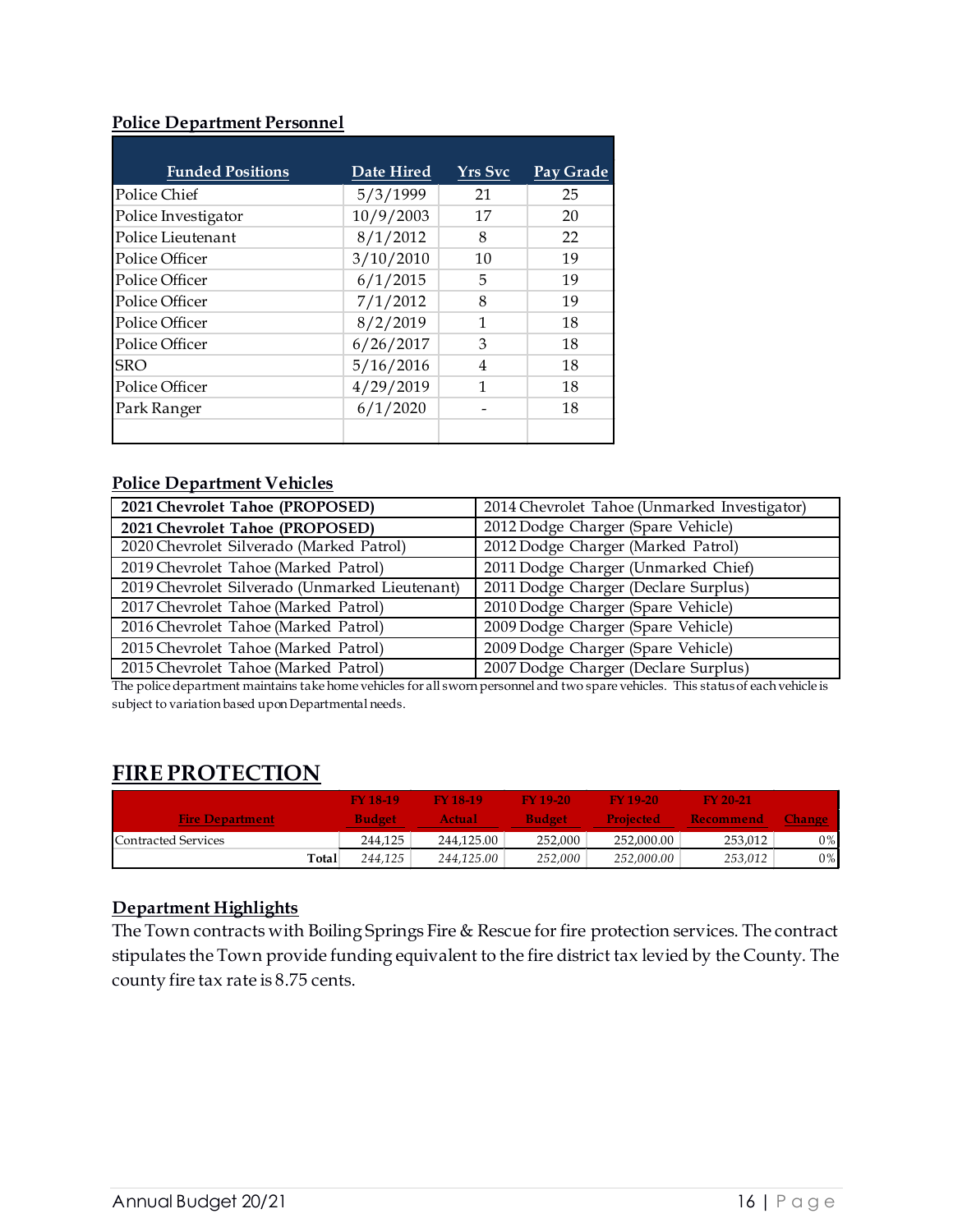### Police Department Personnel

| Funded Positions | Date Hired | Yrs Svc | Pay Grade |
|---|---|---|---|
| Police Chief | 5/3/1999 | 21 | 25 |
| Police Investigator | 10/9/2003 | 17 | 20 |
| Police Lieutenant | 8/1/2012 | 8 | 22 |
| Police Officer | 3/10/2010 | 10 | 19 |
| Police Officer | 6/1/2015 | 5 | 19 |
| Police Officer | 7/1/2012 | 8 | 19 |
| Police Officer | 8/2/2019 | 1 | 18 |
| Police Officer | 6/26/2017 | 3 | 18 |
| SRO | 5/16/2016 | 4 | 18 |
| Police Officer | 4/29/2019 | 1 | 18 |
| Park Ranger | 6/1/2020 | - | 18 |
| | | | |

### Police Department Vehicles

| | |
|---|---|
| **2021 Chevrolet Tahoe (PROPOSED)** | 2014 Chevrolet Tahoe (Unmarked Investigator) |
| **2021 Chevrolet Tahoe (PROPOSED)** | 2012 Dodge Charger (Spare Vehicle) |
| 2020 Chevrolet Silverado (Marked Patrol) | 2012 Dodge Charger (Marked Patrol) |
| 2019 Chevrolet Tahoe (Marked Patrol) | 2011 Dodge Charger (Unmarked Chief) |
| 2019 Chevrolet Silverado (Unmarked Lieutenant) | 2011 Dodge Charger (Declare Surplus) |
| 2017 Chevrolet Tahoe (Marked Patrol) | 2010 Dodge Charger (Spare Vehicle) |
| 2016 Chevrolet Tahoe (Marked Patrol) | 2009 Dodge Charger (Spare Vehicle) |
| 2015 Chevrolet Tahoe (Marked Patrol) | 2009 Dodge Charger (Spare Vehicle) |
| 2015 Chevrolet Tahoe (Marked Patrol) | 2007 Dodge Charger (Declare Surplus) |

The police department maintains take home vehicles for all sworn personnel and two spare vehicles. This status of each vehicle is subject to variation based upon Departmental needs.

# FIRE PROTECTION

| Fire Department | FY 18-19 Budget | FY 18-19 Actual | FY 19-20 Budget | FY 19-20 Projected | FY 20-21 Recommend | Change |
|---|---|---|---|---|---|---|
| Contracted Services | 244,125 | 244,125.00 | 252,000 | 252,000.00 | 253,012 | 0% |
| **Total** | *244,125* | *244,125.00* | *252,000* | *252,000.00* | *253,012* | 0% |

### Department Highlights

The Town contracts with Boiling Springs Fire & Rescue for fire protection services. The contract stipulates the Town provide funding equivalent to the fire district tax levied by the County. The county fire tax rate is 8.75 cents.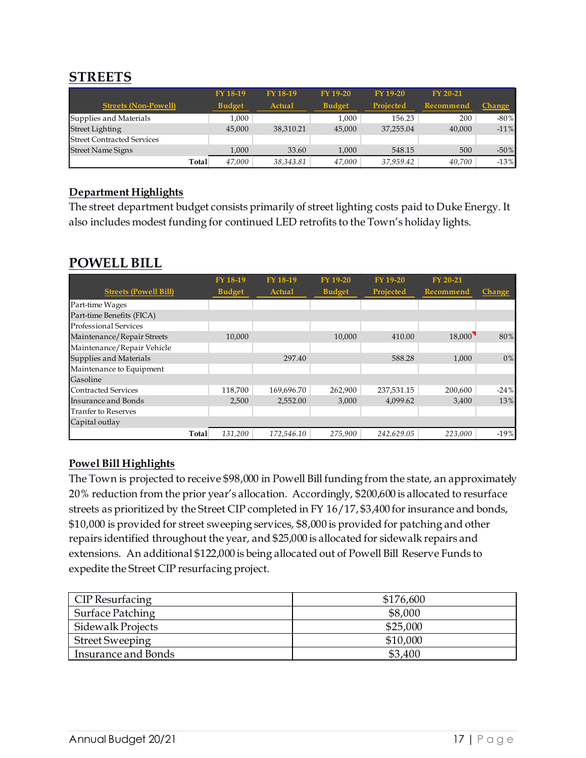## STREETS

| Streets (Non-Powell) | FY 18-19 Budget | FY 18-19 Actual | FY 19-20 Budget | FY 19-20 Projected | FY 20-21 Recommend | Change |
|---|---|---|---|---|---|---|
| Supplies and Materials | 1,000 | | 1,000 | 156.23 | 200 | -80% |
| Street Lighting | 45,000 | 38,310.21 | 45,000 | 37,255.04 | 40,000 | -11% |
| Street Contracted Services | | | | | | |
| Street Name Signs | 1,000 | 33.60 | 1,000 | 548.15 | 500 | -50% |
| **Total** | *47,000* | *38,343.81* | *47,000* | *37,959.42* | *40,700* | -13% |

### Department Highlights

The street department budget consists primarily of street lighting costs paid to Duke Energy. It also includes modest funding for continued LED retrofits to the Town's holiday lights.

## POWELL BILL

| Streets (Powell Bill) | FY 18-19 Budget | FY 18-19 Actual | FY 19-20 Budget | FY 19-20 Projected | FY 20-21 Recommend | Change |
|---|---|---|---|---|---|---|
| Part-time Wages | | | | | | |
| Part-time Benefits (FICA) | | | | | | |
| Professional Services | | | | | | |
| Maintenance/Repair Streets | 10,000 | | 10,000 | 410.00 | 18,000 | 80% |
| Maintenance/Repair Vehicle | | | | | | |
| Supplies and Materials | | 297.40 | | 588.28 | 1,000 | 0% |
| Maintenance to Equipment | | | | | | |
| Gasoline | | | | | | |
| Contracted Services | 118,700 | 169,696.70 | 262,900 | 237,531.15 | 200,600 | -24% |
| Insurance and Bonds | 2,500 | 2,552.00 | 3,000 | 4,099.62 | 3,400 | 13% |
| Tranfer to Reserves | | | | | | |
| Capital outlay | | | | | | |
| **Total** | *131,200* | *172,546.10* | *275,900* | *242,629.05* | *223,000* | -19% |

### Powel Bill Highlights

The Town is projected to receive $98,000 in Powell Bill funding from the state, an approximately 20% reduction from the prior year's allocation. Accordingly, $200,600 is allocated to resurface streets as prioritized by the Street CIP completed in FY 16/17, $3,400 for insurance and bonds, $10,000 is provided for street sweeping services, $8,000 is provided for patching and other repairs identified throughout the year, and $25,000 is allocated for sidewalk repairs and extensions. An additional $122,000 is being allocated out of Powell Bill Reserve Funds to expedite the Street CIP resurfacing project.

| | |
|---|---|
| CIP Resurfacing | $176,600 |
| Surface Patching | $8,000 |
| Sidewalk Projects | $25,000 |
| Street Sweeping | $10,000 |
| Insurance and Bonds | $3,400 |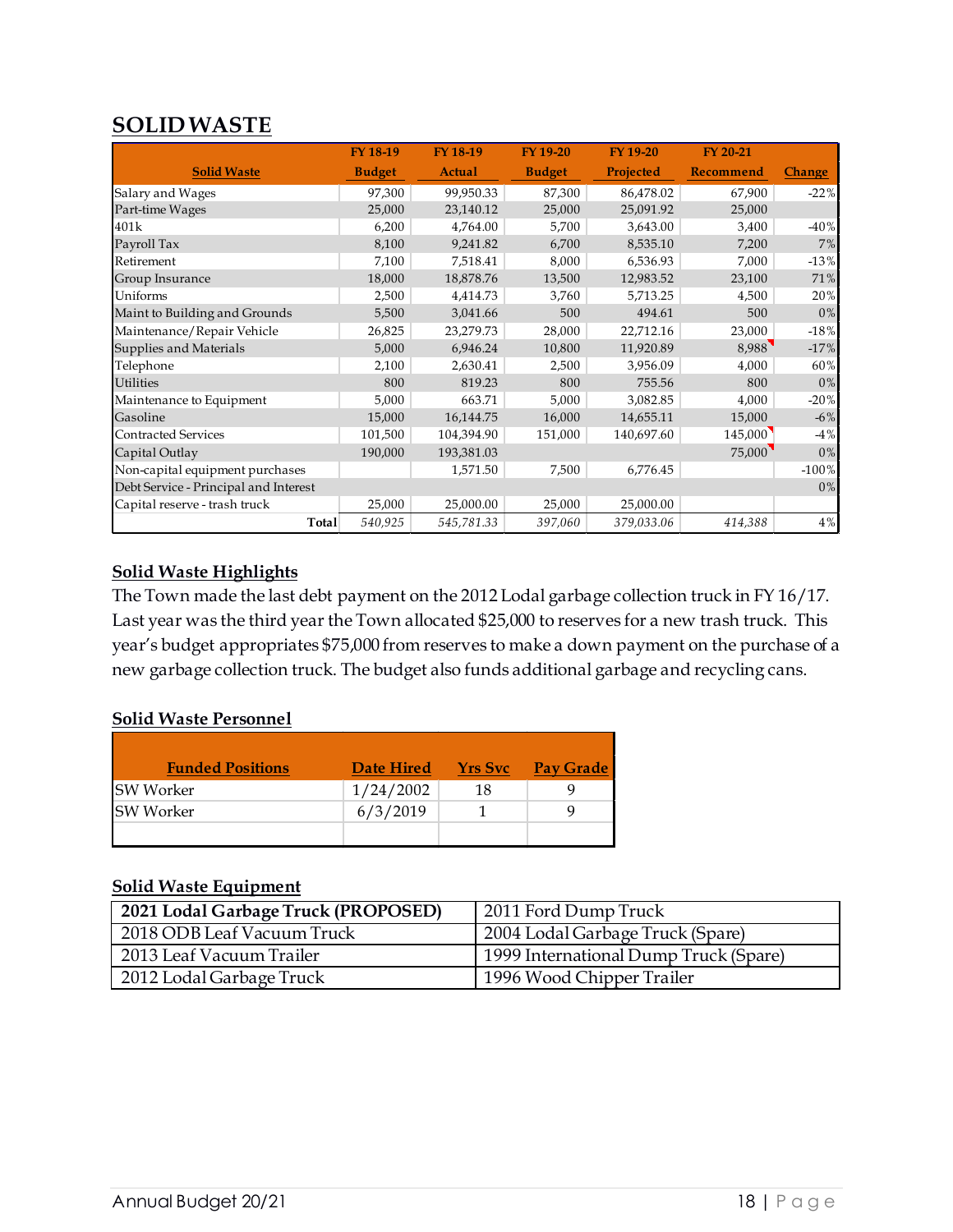# SOLID WASTE

| Solid Waste | FY 18-19 Budget | FY 18-19 Actual | FY 19-20 Budget | FY 19-20 Projected | FY 20-21 Recommend | Change |
|---|---|---|---|---|---|---|
| Salary and Wages | 97,300 | 99,950.33 | 87,300 | 86,478.02 | 67,900 | -22% |
| Part-time Wages | 25,000 | 23,140.12 | 25,000 | 25,091.92 | 25,000 | |
| 401k | 6,200 | 4,764.00 | 5,700 | 3,643.00 | 3,400 | -40% |
| Payroll Tax | 8,100 | 9,241.82 | 6,700 | 8,535.10 | 7,200 | 7% |
| Retirement | 7,100 | 7,518.41 | 8,000 | 6,536.93 | 7,000 | -13% |
| Group Insurance | 18,000 | 18,878.76 | 13,500 | 12,983.52 | 23,100 | 71% |
| Uniforms | 2,500 | 4,414.73 | 3,760 | 5,713.25 | 4,500 | 20% |
| Maint to Building and Grounds | 5,500 | 3,041.66 | 500 | 494.61 | 500 | 0% |
| Maintenance/Repair Vehicle | 26,825 | 23,279.73 | 28,000 | 22,712.16 | 23,000 | -18% |
| Supplies and Materials | 5,000 | 6,946.24 | 10,800 | 11,920.89 | 8,988 | -17% |
| Telephone | 2,100 | 2,630.41 | 2,500 | 3,956.09 | 4,000 | 60% |
| Utilities | 800 | 819.23 | 800 | 755.56 | 800 | 0% |
| Maintenance to Equipment | 5,000 | 663.71 | 5,000 | 3,082.85 | 4,000 | -20% |
| Gasoline | 15,000 | 16,144.75 | 16,000 | 14,655.11 | 15,000 | -6% |
| Contracted Services | 101,500 | 104,394.90 | 151,000 | 140,697.60 | 145,000 | -4% |
| Capital Outlay | 190,000 | 193,381.03 | | | 75,000 | 0% |
| Non-capital equipment purchases | | 1,571.50 | 7,500 | 6,776.45 | | -100% |
| Debt Service - Principal and Interest | | | | | | 0% |
| Capital reserve - trash truck | 25,000 | 25,000.00 | 25,000 | 25,000.00 | | |
| **Total** | *540,925* | *545,781.33* | *397,060* | *379,033.06* | *414,388* | 4% |

## Solid Waste Highlights

The Town made the last debt payment on the 2012 Lodal garbage collection truck in FY 16/17. Last year was the third year the Town allocated $25,000 to reserves for a new trash truck. This year's budget appropriates $75,000 from reserves to make a down payment on the purchase of a new garbage collection truck. The budget also funds additional garbage and recycling cans.

## Solid Waste Personnel

| Funded Positions | Date Hired | Yrs Svc | Pay Grade |
|---|---|---|---|
| SW Worker | 1/24/2002 | 18 | 9 |
| SW Worker | 6/3/2019 | 1 | 9 |
| | | | |

## Solid Waste Equipment

| | |
|---|---|
| **2021 Lodal Garbage Truck (PROPOSED)** | 2011 Ford Dump Truck |
| 2018 ODB Leaf Vacuum Truck | 2004 Lodal Garbage Truck (Spare) |
| 2013 Leaf Vacuum Trailer | 1999 International Dump Truck (Spare) |
| 2012 Lodal Garbage Truck | 1996 Wood Chipper Trailer |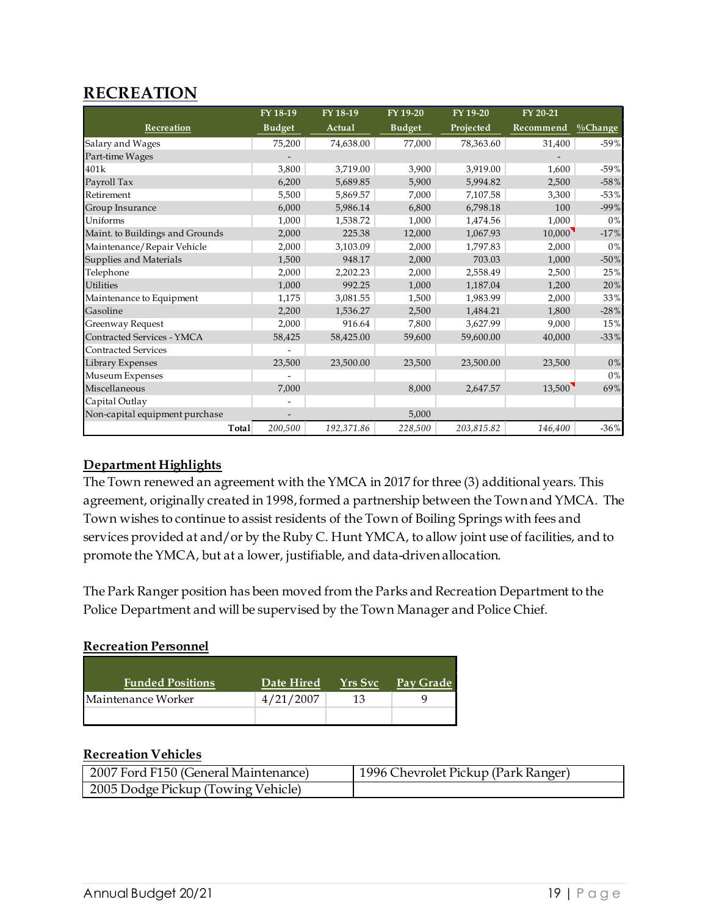# RECREATION

| Recreation | FY 18-19 Budget | FY 18-19 Actual | FY 19-20 Budget | FY 19-20 Projected | FY 20-21 Recommend | %Change |
|---|---|---|---|---|---|---|
| Salary and Wages | 75,200 | 74,638.00 | 77,000 | 78,363.60 | 31,400 | -59% |
| Part-time Wages | - | | | | - | |
| 401k | 3,800 | 3,719.00 | 3,900 | 3,919.00 | 1,600 | -59% |
| Payroll Tax | 6,200 | 5,689.85 | 5,900 | 5,994.82 | 2,500 | -58% |
| Retirement | 5,500 | 5,869.57 | 7,000 | 7,107.58 | 3,300 | -53% |
| Group Insurance | 6,000 | 5,986.14 | 6,800 | 6,798.18 | 100 | -99% |
| Uniforms | 1,000 | 1,538.72 | 1,000 | 1,474.56 | 1,000 | 0% |
| Maint. to Buildings and Grounds | 2,000 | 225.38 | 12,000 | 1,067.93 | 10,000 | -17% |
| Maintenance/Repair Vehicle | 2,000 | 3,103.09 | 2,000 | 1,797.83 | 2,000 | 0% |
| Supplies and Materials | 1,500 | 948.17 | 2,000 | 703.03 | 1,000 | -50% |
| Telephone | 2,000 | 2,202.23 | 2,000 | 2,558.49 | 2,500 | 25% |
| Utilities | 1,000 | 992.25 | 1,000 | 1,187.04 | 1,200 | 20% |
| Maintenance to Equipment | 1,175 | 3,081.55 | 1,500 | 1,983.99 | 2,000 | 33% |
| Gasoline | 2,200 | 1,536.27 | 2,500 | 1,484.21 | 1,800 | -28% |
| Greenway Request | 2,000 | 916.64 | 7,800 | 3,627.99 | 9,000 | 15% |
| Contracted Services - YMCA | 58,425 | 58,425.00 | 59,600 | 59,600.00 | 40,000 | -33% |
| Contracted Services | - | | | | | |
| Library Expenses | 23,500 | 23,500.00 | 23,500 | 23,500.00 | 23,500 | 0% |
| Museum Expenses | - | | | | | 0% |
| Miscellaneous | 7,000 | | 8,000 | 2,647.57 | 13,500 | 69% |
| Capital Outlay | - | | | | | |
| Non-capital equipment purchase | - | | 5,000 | | | |
| **Total** | *200,500* | *192,371.86* | *228,500* | *203,815.82* | *146,400* | -36% |

### Department Highlights

The Town renewed an agreement with the YMCA in 2017 for three (3) additional years. This agreement, originally created in 1998, formed a partnership between the Town and YMCA. The Town wishes to continue to assist residents of the Town of Boiling Springs with fees and services provided at and/or by the Ruby C. Hunt YMCA, to allow joint use of facilities, and to promote the YMCA, but at a lower, justifiable, and data-driven allocation.

The Park Ranger position has been moved from the Parks and Recreation Department to the Police Department and will be supervised by the Town Manager and Police Chief.

### Recreation Personnel

| Funded Positions | Date Hired | Yrs Svc | Pay Grade |
|---|---|---|---|
| Maintenance Worker | 4/21/2007 | 13 | 9 |
| | | | |

### Recreation Vehicles

| | |
|---|---|
| 2007 Ford F150 (General Maintenance) | 1996 Chevrolet Pickup (Park Ranger) |
| 2005 Dodge Pickup (Towing Vehicle) | |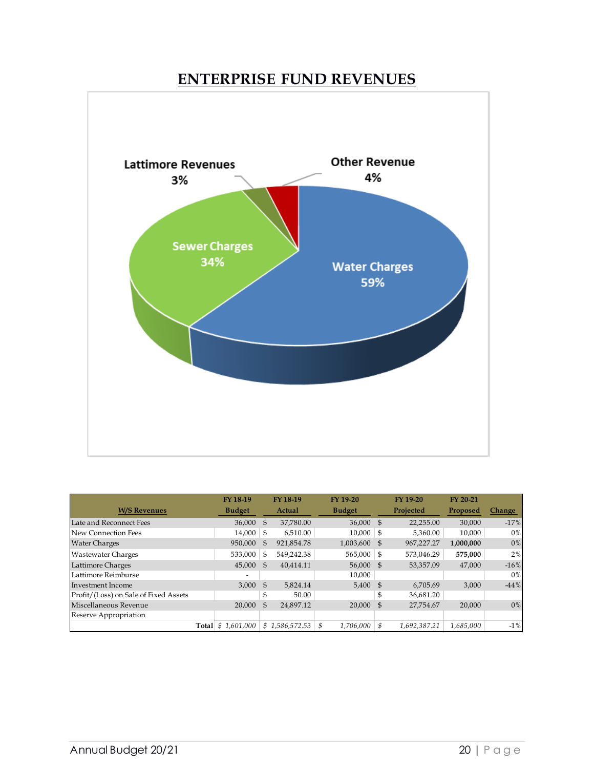# ENTERPRISE FUND REVENUES

Lattimore Revenues 3%

Other Revenue 4%

Sewer Charges 34%

Water Charges 59%

| W/S Revenues | FY 18-19 Budget | FY 18-19 Actual | FY 19-20 Budget | FY 19-20 Projected | FY 20-21 Proposed | Change |
|---|---|---|---|---|---|---|
| Late and Reconnect Fees | 36,000 | $ 37,780.00 | 36,000 | $ 22,255.00 | 30,000 | -17% |
| New Connection Fees | 14,000 | $ 6,510.00 | 10,000 | $ 5,360.00 | 10,000 | 0% |
| Water Charges | 950,000 | $ 921,854.78 | 1,003,600 | $ 967,227.27 | **1,000,000** | 0% |
| Wastewater Charges | 533,000 | $ 549,242.38 | 565,000 | $ 573,046.29 | **575,000** | 2% |
| Lattimore Charges | 45,000 | $ 40,414.11 | 56,000 | $ 53,357.09 | 47,000 | -16% |
| Lattimore Reimburse | - | | 10,000 | | | 0% |
| Investment Income | 3,000 | $ 5,824.14 | 5,400 | $ 6,705.69 | 3,000 | -44% |
| Profit/(Loss) on Sale of Fixed Assets | | $ 50.00 | | $ 36,681.20 | | |
| Miscellaneous Revenue | 20,000 | $ 24,897.12 | 20,000 | $ 27,754.67 | 20,000 | 0% |
| Reserve Appropriation | | | | | | |
| **Total** | *$ 1,601,000* | *$ 1,586,572.53* | *$ 1,706,000* | *$ 1,692,387.21* | *1,685,000* | -1% |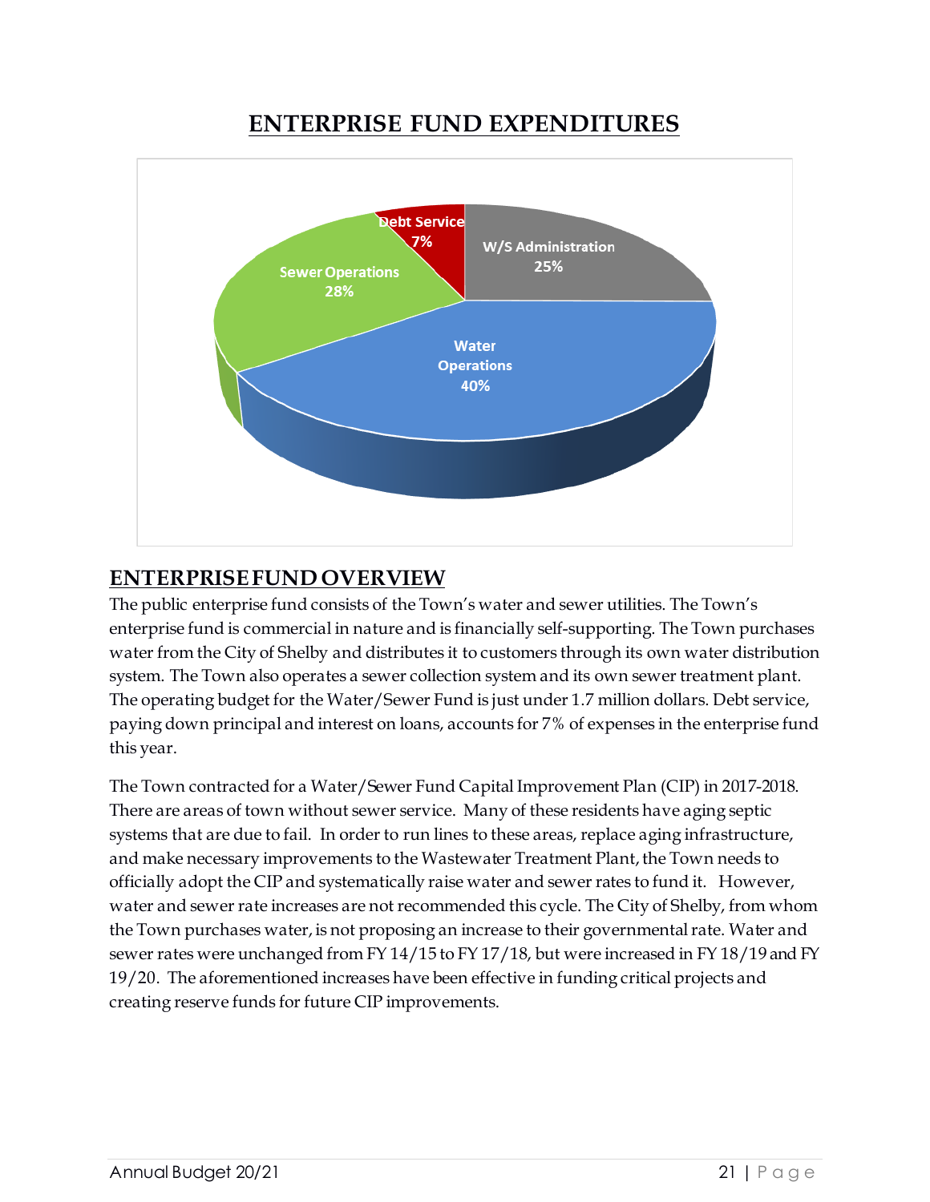# ENTERPRISE FUND EXPENDITURES

Debt Service 7%

W/S Administration 25%

Sewer Operations 28%

Water Operations 40%

## ENTERPRISE FUND OVERVIEW

The public enterprise fund consists of the Town's water and sewer utilities. The Town's enterprise fund is commercial in nature and is financially self-supporting. The Town purchases water from the City of Shelby and distributes it to customers through its own water distribution system. The Town also operates a sewer collection system and its own sewer treatment plant. The operating budget for the Water/Sewer Fund is just under 1.7 million dollars. Debt service, paying down principal and interest on loans, accounts for 7% of expenses in the enterprise fund this year.

The Town contracted for a Water/Sewer Fund Capital Improvement Plan (CIP) in 2017-2018. There are areas of town without sewer service. Many of these residents have aging septic systems that are due to fail. In order to run lines to these areas, replace aging infrastructure, and make necessary improvements to the Wastewater Treatment Plant, the Town needs to officially adopt the CIP and systematically raise water and sewer rates to fund it. However, water and sewer rate increases are not recommended this cycle. The City of Shelby, from whom the Town purchases water, is not proposing an increase to their governmental rate. Water and sewer rates were unchanged from FY 14/15 to FY 17/18, but were increased in FY 18/19 and FY 19/20. The aforementioned increases have been effective in funding critical projects and creating reserve funds for future CIP improvements.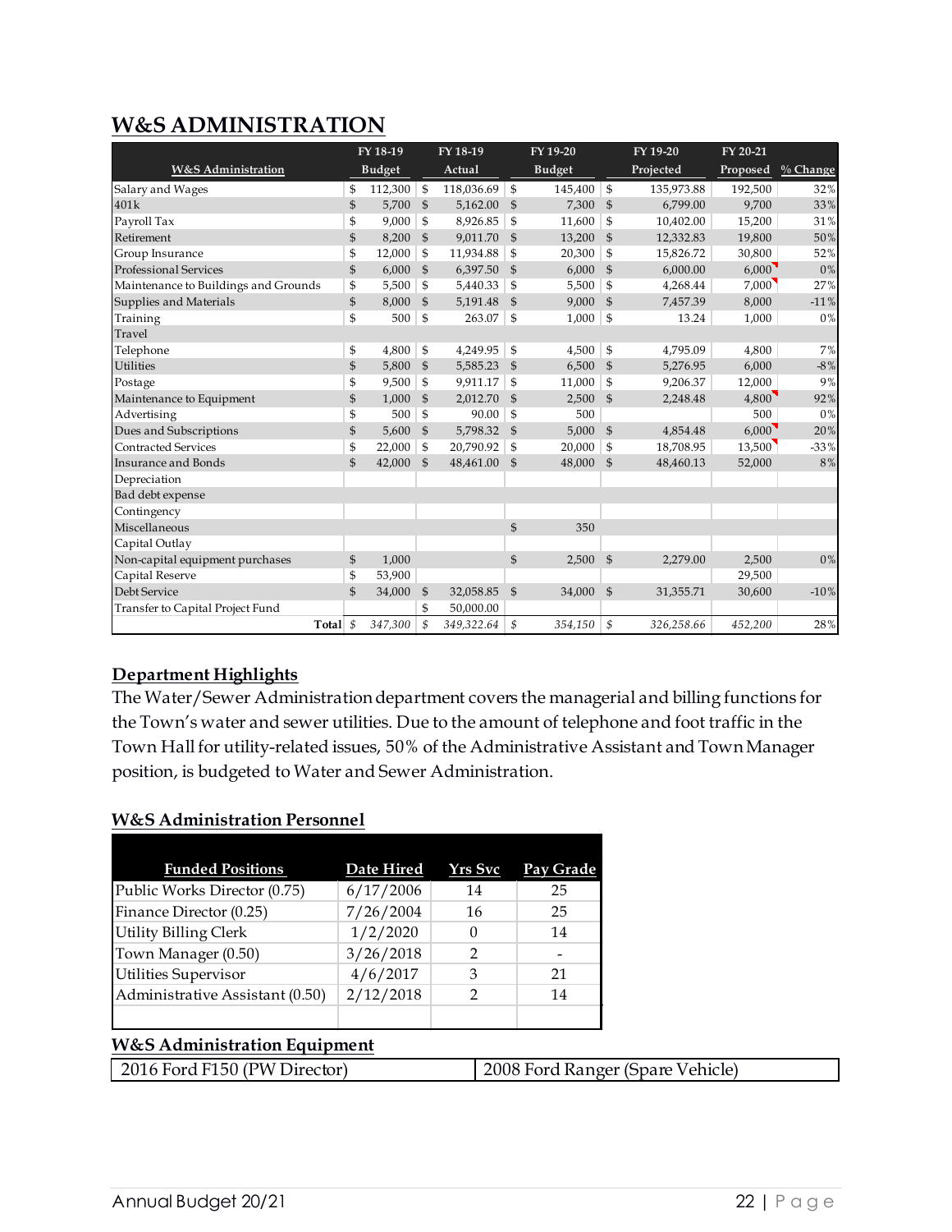# W&S ADMINISTRATION

| W&S Administration | FY 18-19 Budget | FY 18-19 Actual | FY 19-20 Budget | FY 19-20 Projected | FY 20-21 Proposed | % Change |
|---|---|---|---|---|---|---|
| Salary and Wages | $ 112,300 | $ 118,036.69 | $ 145,400 | $ 135,973.88 | 192,500 | 32% |
| 401k | $ 5,700 | $ 5,162.00 | $ 7,300 | $ 6,799.00 | 9,700 | 33% |
| Payroll Tax | $ 9,000 | $ 8,926.85 | $ 11,600 | $ 10,402.00 | 15,200 | 31% |
| Retirement | $ 8,200 | $ 9,011.70 | $ 13,200 | $ 12,332.83 | 19,800 | 50% |
| Group Insurance | $ 12,000 | $ 11,934.88 | $ 20,300 | $ 15,826.72 | 30,800 | 52% |
| Professional Services | $ 6,000 | $ 6,397.50 | $ 6,000 | $ 6,000.00 | 6,000 | 0% |
| Maintenance to Buildings and Grounds | $ 5,500 | $ 5,440.33 | $ 5,500 | $ 4,268.44 | 7,000 | 27% |
| Supplies and Materials | $ 8,000 | $ 5,191.48 | $ 9,000 | $ 7,457.39 | 8,000 | -11% |
| Training | $ 500 | $ 263.07 | $ 1,000 | $ 13.24 | 1,000 | 0% |
| Travel | | | | | | |
| Telephone | $ 4,800 | $ 4,249.95 | $ 4,500 | $ 4,795.09 | 4,800 | 7% |
| Utilities | $ 5,800 | $ 5,585.23 | $ 6,500 | $ 5,276.95 | 6,000 | -8% |
| Postage | $ 9,500 | $ 9,911.17 | $ 11,000 | $ 9,206.37 | 12,000 | 9% |
| Maintenance to Equipment | $ 1,000 | $ 2,012.70 | $ 2,500 | $ 2,248.48 | 4,800 | 92% |
| Advertising | $ 500 | $ 90.00 | $ 500 | | 500 | 0% |
| Dues and Subscriptions | $ 5,600 | $ 5,798.32 | $ 5,000 | $ 4,854.48 | 6,000 | 20% |
| Contracted Services | $ 22,000 | $ 20,790.92 | $ 20,000 | $ 18,708.95 | 13,500 | -33% |
| Insurance and Bonds | $ 42,000 | $ 48,461.00 | $ 48,000 | $ 48,460.13 | 52,000 | 8% |
| Depreciation | | | | | | |
| Bad debt expense | | | | | | |
| Contingency | | | | | | |
| Miscellaneous | | | $ 350 | | | |
| Capital Outlay | | | | | | |
| Non-capital equipment purchases | $ 1,000 | | $ 2,500 | $ 2,279.00 | 2,500 | 0% |
| Capital Reserve | $ 53,900 | | | | 29,500 | |
| Debt Service | $ 34,000 | $ 32,058.85 | $ 34,000 | $ 31,355.71 | 30,600 | -10% |
| Transfer to Capital Project Fund | | $ 50,000.00 | | | | |
| **Total** | *$ 347,300* | *$ 349,322.64* | *$ 354,150* | *$ 326,258.66* | *452,200* | 28% |

## Department Highlights

The Water/Sewer Administration department covers the managerial and billing functions for the Town's water and sewer utilities. Due to the amount of telephone and foot traffic in the Town Hall for utility-related issues, 50% of the Administrative Assistant and Town Manager position, is budgeted to Water and Sewer Administration.

## W&S Administration Personnel

| Funded Positions | Date Hired | Yrs Svc | Pay Grade |
|---|---|---|---|
| Public Works Director (0.75) | 6/17/2006 | 14 | 25 |
| Finance Director (0.25) | 7/26/2004 | 16 | 25 |
| Utility Billing Clerk | 1/2/2020 | 0 | 14 |
| Town Manager (0.50) | 3/26/2018 | 2 | - |
| Utilities Supervisor | 4/6/2017 | 3 | 21 |
| Administrative Assistant (0.50) | 2/12/2018 | 2 | 14 |

## W&S Administration Equipment

| | |
|---|---|
| 2016 Ford F150 (PW Director) | 2008 Ford Ranger (Spare Vehicle) |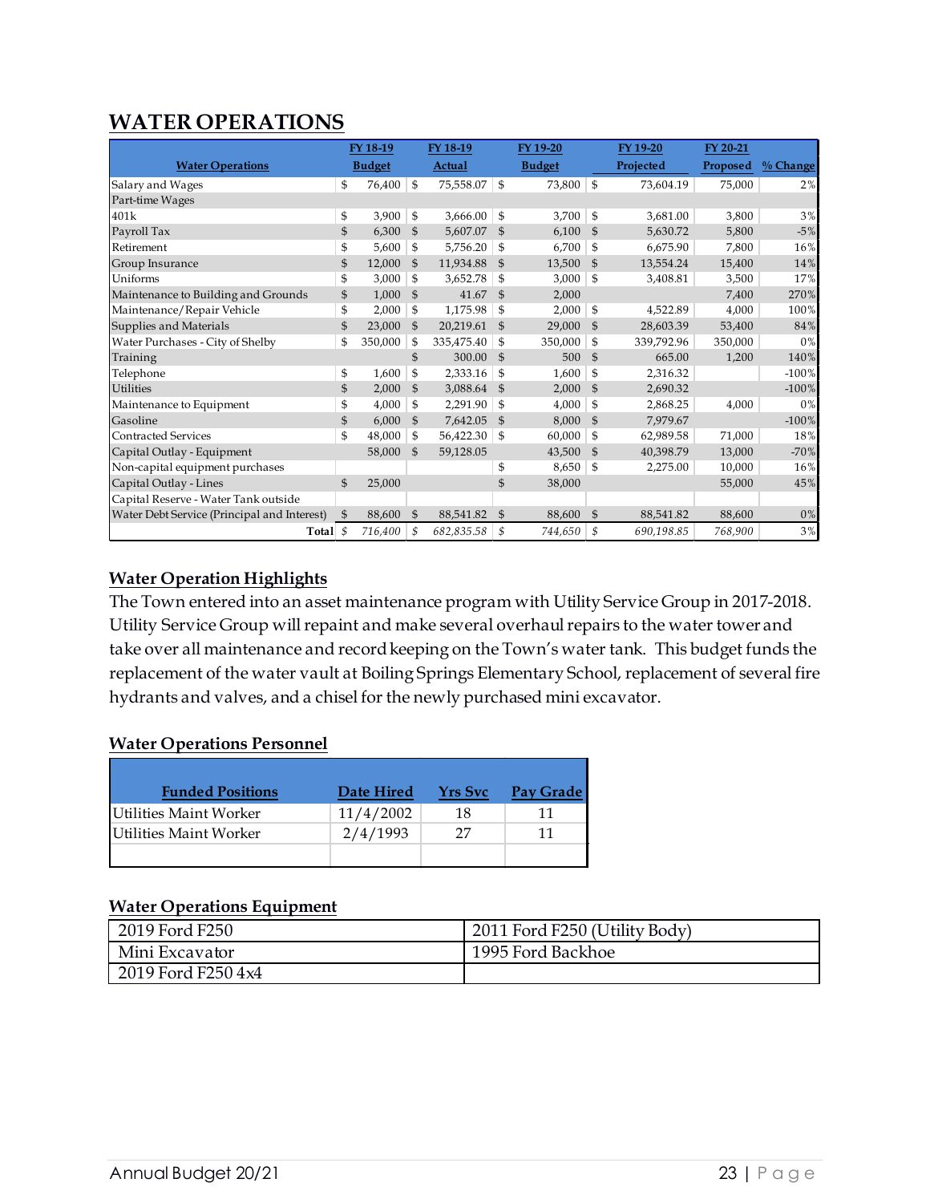# WATER OPERATIONS

| Water Operations | FY 18-19 Budget | FY 18-19 Actual | FY 19-20 Budget | FY 19-20 Projected | FY 20-21 Proposed | % Change |
|---|---|---|---|---|---|---|
| Salary and Wages | $ 76,400 | $ 75,558.07 | $ 73,800 | $ 73,604.19 | 75,000 | 2% |
| Part-time Wages | | | | | | |
| 401k | $ 3,900 | $ 3,666.00 | $ 3,700 | $ 3,681.00 | 3,800 | 3% |
| Payroll Tax | $ 6,300 | $ 5,607.07 | $ 6,100 | $ 5,630.72 | 5,800 | -5% |
| Retirement | $ 5,600 | $ 5,756.20 | $ 6,700 | $ 6,675.90 | 7,800 | 16% |
| Group Insurance | $ 12,000 | $ 11,934.88 | $ 13,500 | $ 13,554.24 | 15,400 | 14% |
| Uniforms | $ 3,000 | $ 3,652.78 | $ 3,000 | $ 3,408.81 | 3,500 | 17% |
| Maintenance to Building and Grounds | $ 1,000 | $ 41.67 | $ 2,000 | | 7,400 | 270% |
| Maintenance/Repair Vehicle | $ 2,000 | $ 1,175.98 | $ 2,000 | $ 4,522.89 | 4,000 | 100% |
| Supplies and Materials | $ 23,000 | $ 20,219.61 | $ 29,000 | $ 28,603.39 | 53,400 | 84% |
| Water Purchases - City of Shelby | $ 350,000 | $ 335,475.40 | $ 350,000 | $ 339,792.96 | 350,000 | 0% |
| Training | | $ 300.00 | $ 500 | $ 665.00 | 1,200 | 140% |
| Telephone | $ 1,600 | $ 2,333.16 | $ 1,600 | $ 2,316.32 | | -100% |
| Utilities | $ 2,000 | $ 3,088.64 | $ 2,000 | $ 2,690.32 | | -100% |
| Maintenance to Equipment | $ 4,000 | $ 2,291.90 | $ 4,000 | $ 2,868.25 | 4,000 | 0% |
| Gasoline | $ 6,000 | $ 7,642.05 | $ 8,000 | $ 7,979.67 | | -100% |
| Contracted Services | $ 48,000 | $ 56,422.30 | $ 60,000 | $ 62,989.58 | 71,000 | 18% |
| Capital Outlay - Equipment | 58,000 | $ 59,128.05 | 43,500 | $ 40,398.79 | 13,000 | -70% |
| Non-capital equipment purchases | | | $ 8,650 | $ 2,275.00 | 10,000 | 16% |
| Capital Outlay - Lines | $ 25,000 | | $ 38,000 | | 55,000 | 45% |
| Capital Reserve - Water Tank outside | | | | | | |
| Water Debt Service (Principal and Interest) | $ 88,600 | $ 88,541.82 | $ 88,600 | $ 88,541.82 | 88,600 | 0% |
| **Total** | $ 716,400 | $ 682,835.58 | $ 744,650 | $ 690,198.85 | 768,900 | 3% |

## Water Operation Highlights

The Town entered into an asset maintenance program with Utility Service Group in 2017-2018. Utility Service Group will repaint and make several overhaul repairs to the water tower and take over all maintenance and record keeping on the Town's water tank. This budget funds the replacement of the water vault at Boiling Springs Elementary School, replacement of several fire hydrants and valves, and a chisel for the newly purchased mini excavator.

## Water Operations Personnel

| Funded Positions | Date Hired | Yrs Svc | Pay Grade |
|---|---|---|---|
| Utilities Maint Worker | 11/4/2002 | 18 | 11 |
| Utilities Maint Worker | 2/4/1993 | 27 | 11 |
| | | | |

## Water Operations Equipment

| | |
|---|---|
| 2019 Ford F250 | 2011 Ford F250 (Utility Body) |
| Mini Excavator | 1995 Ford Backhoe |
| 2019 Ford F250 4x4 | |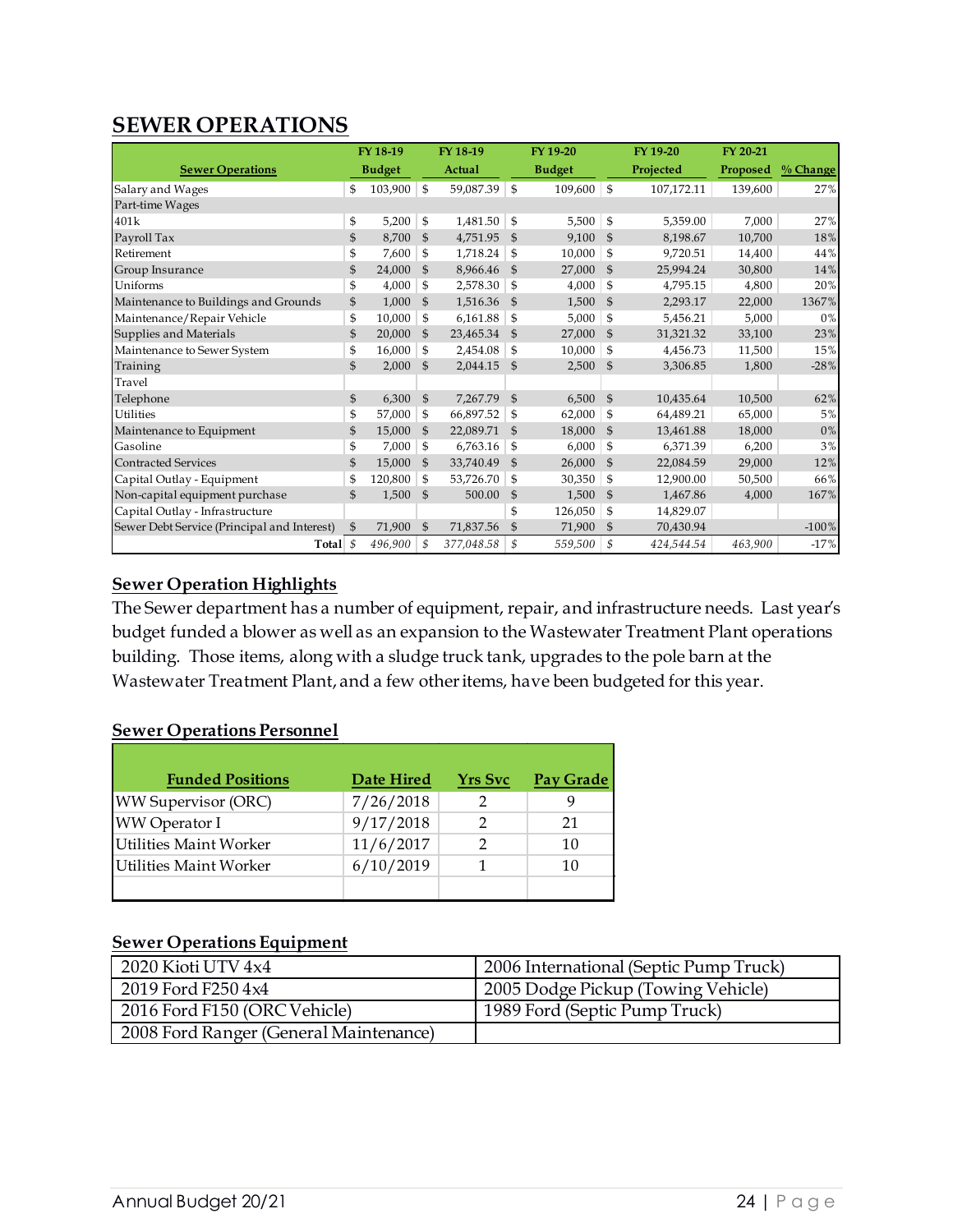# SEWER OPERATIONS

| Sewer Operations | FY 18-19 Budget | FY 18-19 Actual | FY 19-20 Budget | FY 19-20 Projected | FY 20-21 Proposed | % Change |
|---|---|---|---|---|---|---|
| Salary and Wages | $ 103,900 | $ 59,087.39 | $ 109,600 | $ 107,172.11 | 139,600 | 27% |
| Part-time Wages | | | | | | |
| 401k | $ 5,200 | $ 1,481.50 | $ 5,500 | $ 5,359.00 | 7,000 | 27% |
| Payroll Tax | $ 8,700 | $ 4,751.95 | $ 9,100 | $ 8,198.67 | 10,700 | 18% |
| Retirement | $ 7,600 | $ 1,718.24 | $ 10,000 | $ 9,720.51 | 14,400 | 44% |
| Group Insurance | $ 24,000 | $ 8,966.46 | $ 27,000 | $ 25,994.24 | 30,800 | 14% |
| Uniforms | $ 4,000 | $ 2,578.30 | $ 4,000 | $ 4,795.15 | 4,800 | 20% |
| Maintenance to Buildings and Grounds | $ 1,000 | $ 1,516.36 | $ 1,500 | $ 2,293.17 | 22,000 | 1367% |
| Maintenance/Repair Vehicle | $ 10,000 | $ 6,161.88 | $ 5,000 | $ 5,456.21 | 5,000 | 0% |
| Supplies and Materials | $ 20,000 | $ 23,465.34 | $ 27,000 | $ 31,321.32 | 33,100 | 23% |
| Maintenance to Sewer System | $ 16,000 | $ 2,454.08 | $ 10,000 | $ 4,456.73 | 11,500 | 15% |
| Training | $ 2,000 | $ 2,044.15 | $ 2,500 | $ 3,306.85 | 1,800 | -28% |
| Travel | | | | | | |
| Telephone | $ 6,300 | $ 7,267.79 | $ 6,500 | $ 10,435.64 | 10,500 | 62% |
| Utilities | $ 57,000 | $ 66,897.52 | $ 62,000 | $ 64,489.21 | 65,000 | 5% |
| Maintenance to Equipment | $ 15,000 | $ 22,089.71 | $ 18,000 | $ 13,461.88 | 18,000 | 0% |
| Gasoline | $ 7,000 | $ 6,763.16 | $ 6,000 | $ 6,371.39 | 6,200 | 3% |
| Contracted Services | $ 15,000 | $ 33,740.49 | $ 26,000 | $ 22,084.59 | 29,000 | 12% |
| Capital Outlay - Equipment | $ 120,800 | $ 53,726.70 | $ 30,350 | $ 12,900.00 | 50,500 | 66% |
| Non-capital equipment purchase | $ 1,500 | $ 500.00 | $ 1,500 | $ 1,467.86 | 4,000 | 167% |
| Capital Outlay - Infrastructure | | | $ 126,050 | $ 14,829.07 | | |
| Sewer Debt Service (Principal and Interest) | $ 71,900 | $ 71,837.56 | $ 71,900 | $ 70,430.94 | | -100% |
| **Total** | *$ 496,900* | *$ 377,048.58* | *$ 559,500* | *$ 424,544.54* | *463,900* | *-17%* |

## Sewer Operation Highlights

The Sewer department has a number of equipment, repair, and infrastructure needs. Last year's budget funded a blower as well as an expansion to the Wastewater Treatment Plant operations building. Those items, along with a sludge truck tank, upgrades to the pole barn at the Wastewater Treatment Plant, and a few other items, have been budgeted for this year.

## Sewer Operations Personnel

| Funded Positions | Date Hired | Yrs Svc | Pay Grade |
|---|---|---|---|
| WW Supervisor (ORC) | 7/26/2018 | 2 | 9 |
| WW Operator I | 9/17/2018 | 2 | 21 |
| Utilities Maint Worker | 11/6/2017 | 2 | 10 |
| Utilities Maint Worker | 6/10/2019 | 1 | 10 |
| | | | |

## Sewer Operations Equipment

| | |
|---|---|
| 2020 Kioti UTV 4x4 | 2006 International (Septic Pump Truck) |
| 2019 Ford F250 4x4 | 2005 Dodge Pickup (Towing Vehicle) |
| 2016 Ford F150 (ORC Vehicle) | 1989 Ford (Septic Pump Truck) |
| 2008 Ford Ranger (General Maintenance) | |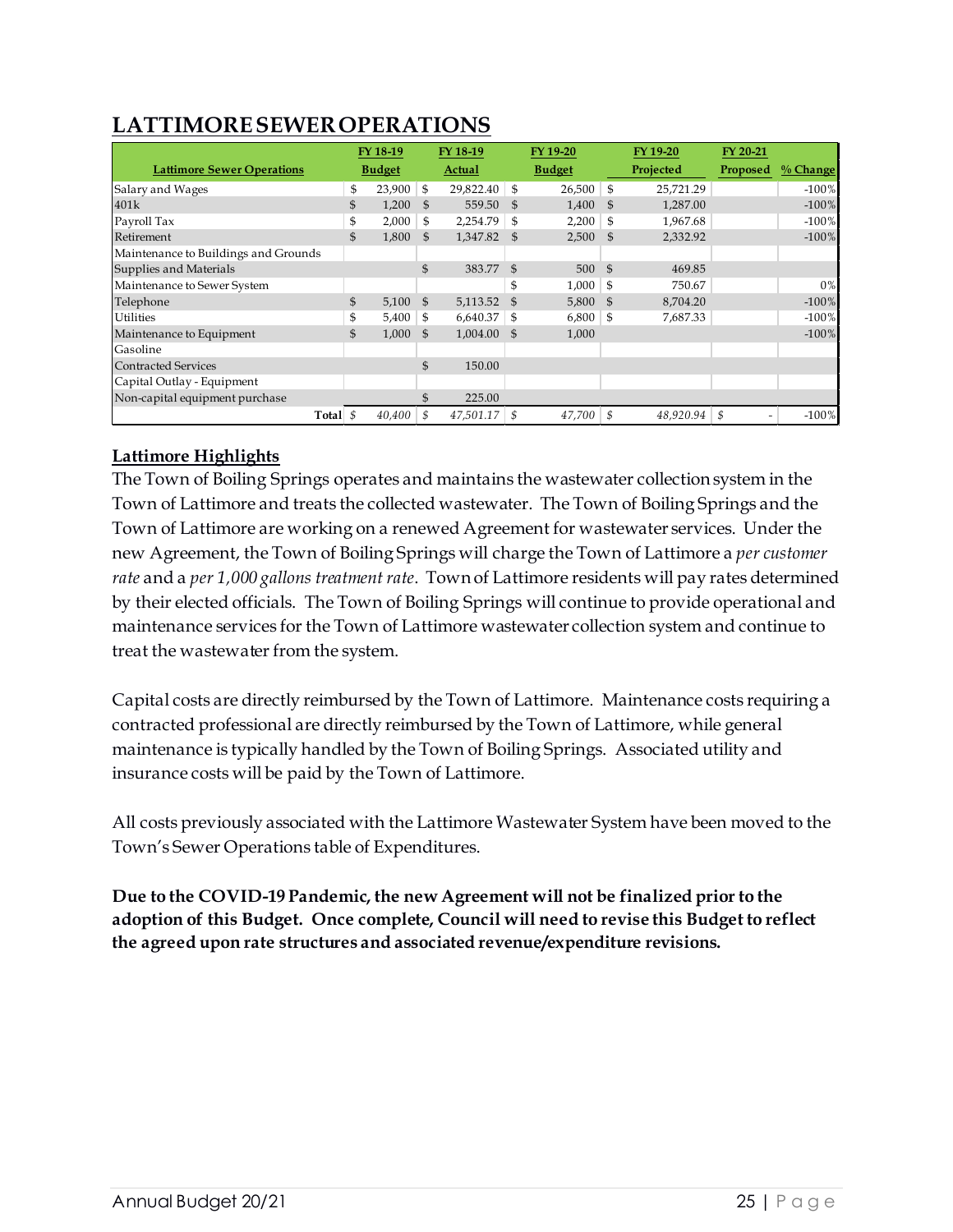# LATTIMORE SEWER OPERATIONS

| Lattimore Sewer Operations | FY 18-19 Budget | FY 18-19 Actual | FY 19-20 Budget | FY 19-20 Projected | FY 20-21 Proposed | % Change |
|---|---|---|---|---|---|---|
| Salary and Wages | $ 23,900 | $ 29,822.40 | $ 26,500 | $ 25,721.29 | | -100% |
| 401k | $ 1,200 | $ 559.50 | $ 1,400 | $ 1,287.00 | | -100% |
| Payroll Tax | $ 2,000 | $ 2,254.79 | $ 2,200 | $ 1,967.68 | | -100% |
| Retirement | $ 1,800 | $ 1,347.82 | $ 2,500 | $ 2,332.92 | | -100% |
| Maintenance to Buildings and Grounds | | | | | | |
| Supplies and Materials | | $ 383.77 | $ 500 | $ 469.85 | | |
| Maintenance to Sewer System | | | $ 1,000 | $ 750.67 | | 0% |
| Telephone | $ 5,100 | $ 5,113.52 | $ 5,800 | $ 8,704.20 | | -100% |
| Utilities | $ 5,400 | $ 6,640.37 | $ 6,800 | $ 7,687.33 | | -100% |
| Maintenance to Equipment | $ 1,000 | $ 1,004.00 | $ 1,000 | | | -100% |
| Gasoline | | | | | | |
| Contracted Services | | $ 150.00 | | | | |
| Capital Outlay - Equipment | | | | | | |
| Non-capital equipment purchase | | $ 225.00 | | | | |
| **Total** | *$ 40,400* | *$ 47,501.17* | *$ 47,700* | *$ 48,920.94* | *$ -* | -100% |

## Lattimore Highlights

The Town of Boiling Springs operates and maintains the wastewater collection system in the Town of Lattimore and treats the collected wastewater. The Town of Boiling Springs and the Town of Lattimore are working on a renewed Agreement for wastewater services. Under the new Agreement, the Town of Boiling Springs will charge the Town of Lattimore a *per customer rate* and a *per 1,000 gallons treatment rate*. Town of Lattimore residents will pay rates determined by their elected officials. The Town of Boiling Springs will continue to provide operational and maintenance services for the Town of Lattimore wastewater collection system and continue to treat the wastewater from the system.

Capital costs are directly reimbursed by the Town of Lattimore. Maintenance costs requiring a contracted professional are directly reimbursed by the Town of Lattimore, while general maintenance is typically handled by the Town of Boiling Springs. Associated utility and insurance costs will be paid by the Town of Lattimore.

All costs previously associated with the Lattimore Wastewater System have been moved to the Town's Sewer Operations table of Expenditures.

**Due to the COVID-19 Pandemic, the new Agreement will not be finalized prior to the adoption of this Budget. Once complete, Council will need to revise this Budget to reflect the agreed upon rate structures and associated revenue/expenditure revisions.**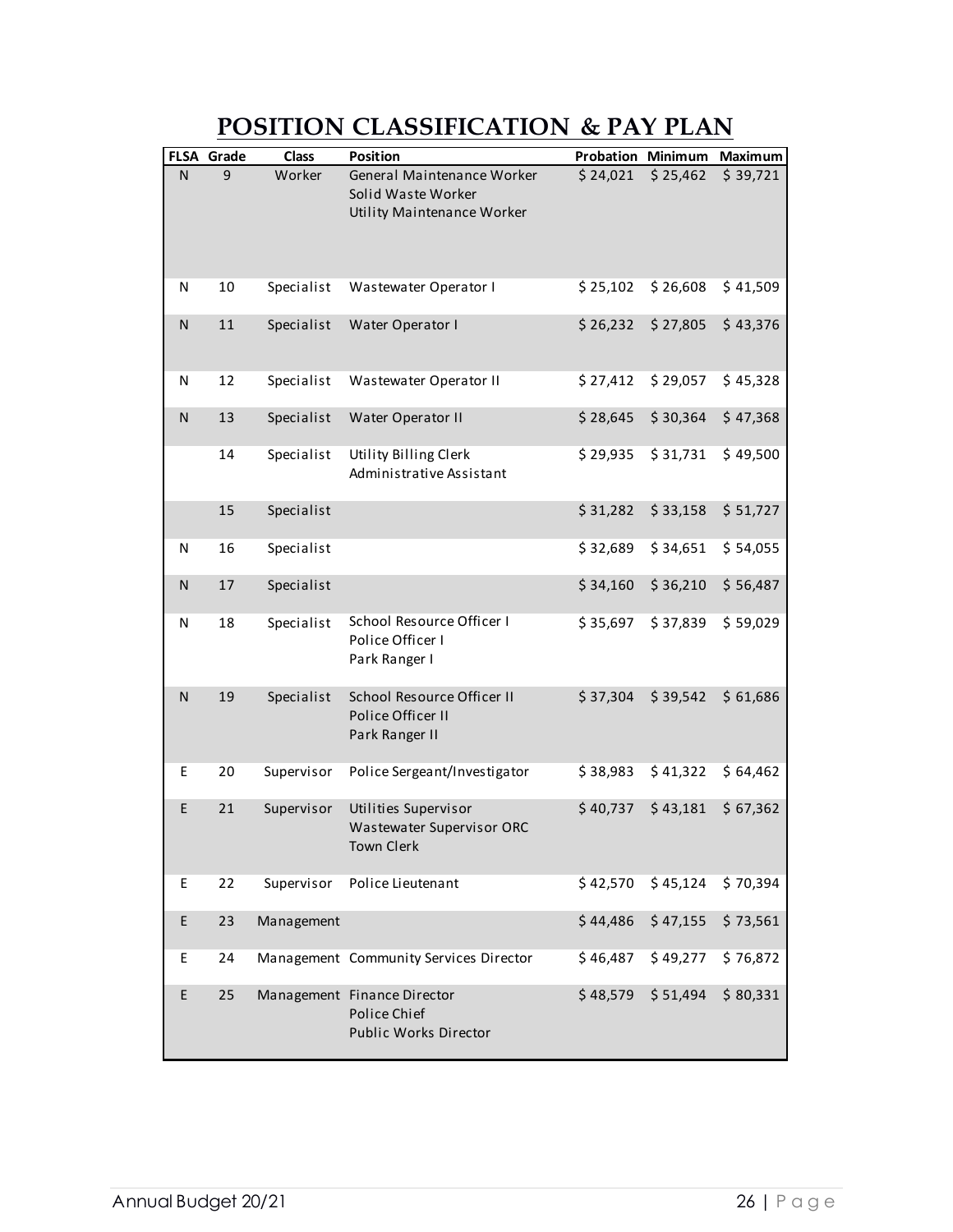# POSITION CLASSIFICATION & PAY PLAN

| FLSA | Grade | Class | Position | Probation | Minimum | Maximum |
|---|---|---|---|---|---|---|
| N | 9 | Worker | General Maintenance Worker<br>Solid Waste Worker<br>Utility Maintenance Worker | $ 24,021 | $ 25,462 | $ 39,721 |
| N | 10 | Specialist | Wastewater Operator I | $ 25,102 | $ 26,608 | $ 41,509 |
| N | 11 | Specialist | Water Operator I | $ 26,232 | $ 27,805 | $ 43,376 |
| N | 12 | Specialist | Wastewater Operator II | $ 27,412 | $ 29,057 | $ 45,328 |
| N | 13 | Specialist | Water Operator II | $ 28,645 | $ 30,364 | $ 47,368 |
| | 14 | Specialist | Utility Billing Clerk<br>Administrative Assistant | $ 29,935 | $ 31,731 | $ 49,500 |
| | 15 | Specialist | | $ 31,282 | $ 33,158 | $ 51,727 |
| N | 16 | Specialist | | $ 32,689 | $ 34,651 | $ 54,055 |
| N | 17 | Specialist | | $ 34,160 | $ 36,210 | $ 56,487 |
| N | 18 | Specialist | School Resource Officer I<br>Police Officer I<br>Park Ranger I | $ 35,697 | $ 37,839 | $ 59,029 |
| N | 19 | Specialist | School Resource Officer II<br>Police Officer II<br>Park Ranger II | $ 37,304 | $ 39,542 | $ 61,686 |
| E | 20 | Supervisor | Police Sergeant/Investigator | $ 38,983 | $ 41,322 | $ 64,462 |
| E | 21 | Supervisor | Utilities Supervisor<br>Wastewater Supervisor ORC<br>Town Clerk | $ 40,737 | $ 43,181 | $ 67,362 |
| E | 22 | Supervisor | Police Lieutenant | $ 42,570 | $ 45,124 | $ 70,394 |
| E | 23 | Management | | $ 44,486 | $ 47,155 | $ 73,561 |
| E | 24 | Management | Community Services Director | $ 46,487 | $ 49,277 | $ 76,872 |
| E | 25 | Management | Finance Director<br>Police Chief<br>Public Works Director | $ 48,579 | $ 51,494 | $ 80,331 |